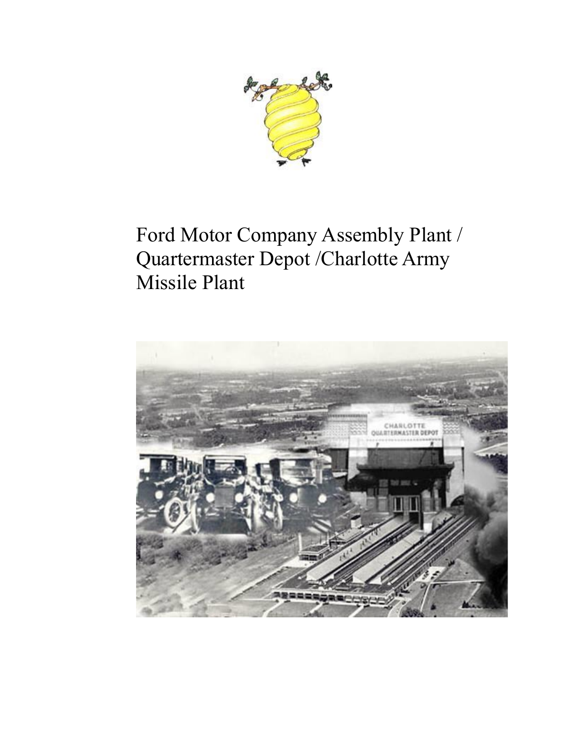# Ford Motor Company Assembly Plant / Quartermaster Depot /Charlotte Army Missile Plant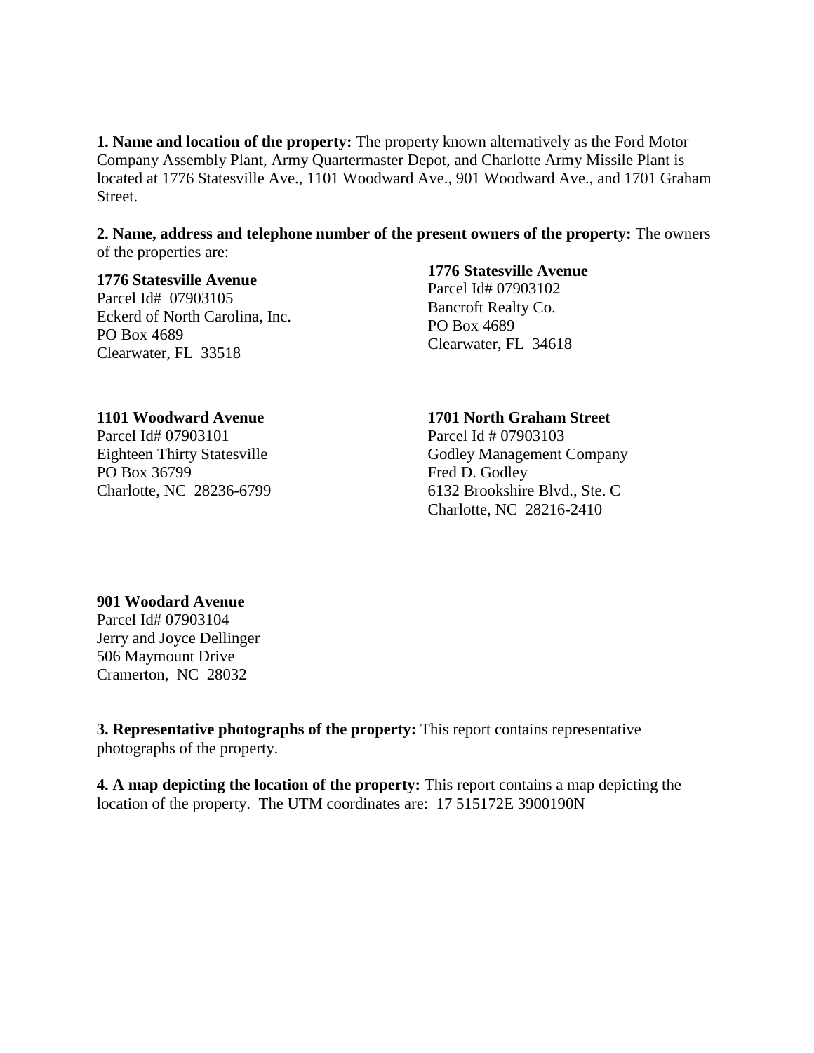**1. Name and location of the property:** The property known alternatively as the Ford Motor Company Assembly Plant, Army Quartermaster Depot, and Charlotte Army Missile Plant is located at 1776 Statesville Ave., 1101 Woodward Ave., 901 Woodward Ave., and 1701 Graham Street.

**2. Name, address and telephone number of the present owners of the property:** The owners of the properties are:

**1776 Statesville Avenue**
Parcel Id# 07903105
Eckerd of North Carolina, Inc.
PO Box 4689
Clearwater, FL 33518

**1776 Statesville Avenue**
Parcel Id# 07903102
Bancroft Realty Co.
PO Box 4689
Clearwater, FL 34618

**1101 Woodward Avenue**
Parcel Id# 07903101
Eighteen Thirty Statesville
PO Box 36799
Charlotte, NC 28236-6799

**1701 North Graham Street**
Parcel Id # 07903103
Godley Management Company
Fred D. Godley
6132 Brookshire Blvd., Ste. C
Charlotte, NC 28216-2410

**901 Woodard Avenue**
Parcel Id# 07903104
Jerry and Joyce Dellinger
506 Maymount Drive
Cramerton, NC 28032

**3. Representative photographs of the property:** This report contains representative photographs of the property.

**4. A map depicting the location of the property:** This report contains a map depicting the location of the property. The UTM coordinates are: 17 515172E 3900190N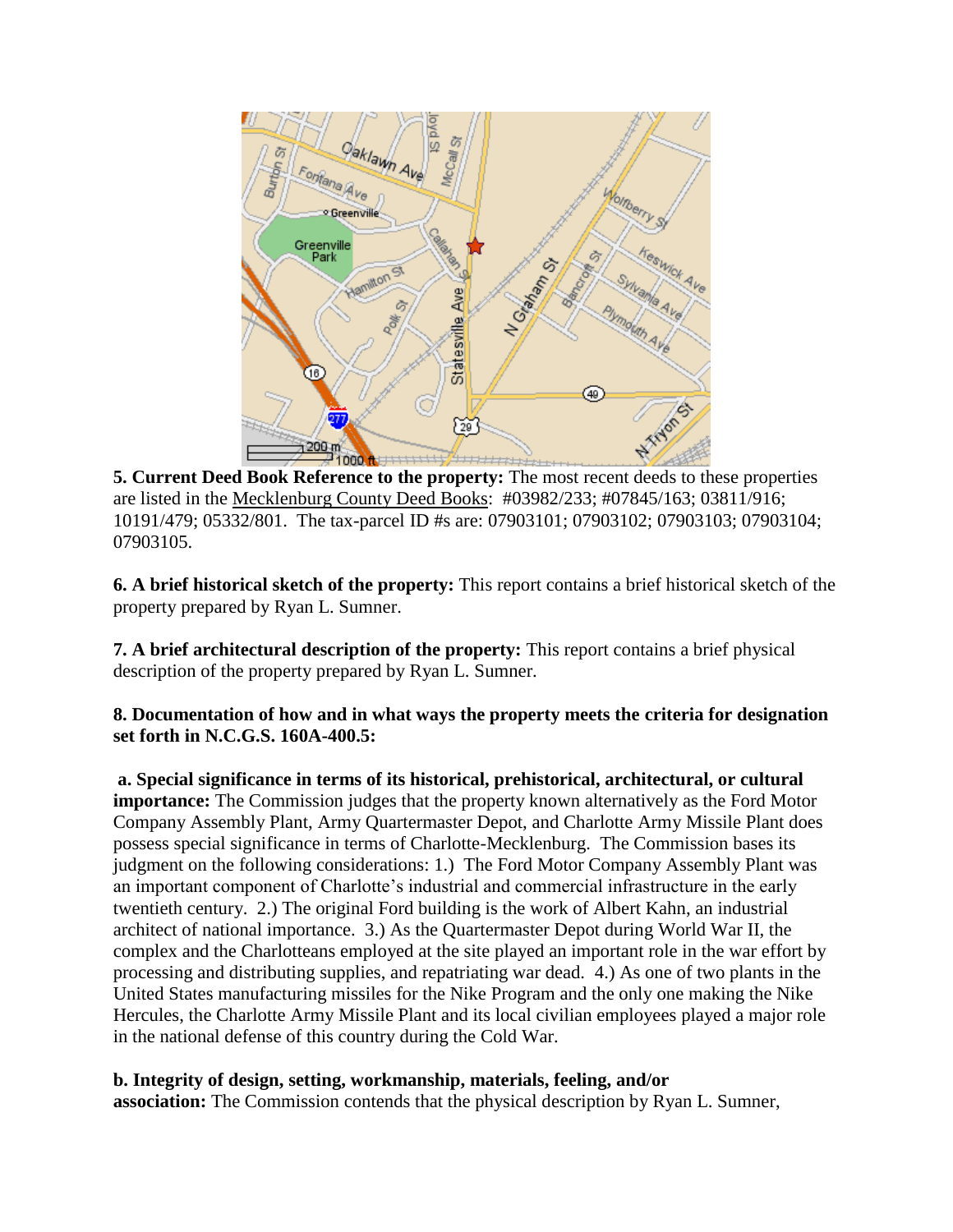**5. Current Deed Book Reference to the property:** The most recent deeds to these properties are listed in the Mecklenburg County Deed Books: #03982/233; #07845/163; 03811/916; 10191/479; 05332/801. The tax-parcel ID #s are: 07903101; 07903102; 07903103; 07903104; 07903105.

**6. A brief historical sketch of the property:** This report contains a brief historical sketch of the property prepared by Ryan L. Sumner.

**7. A brief architectural description of the property:** This report contains a brief physical description of the property prepared by Ryan L. Sumner.

**8. Documentation of how and in what ways the property meets the criteria for designation set forth in N.C.G.S. 160A-400.5:**

**a. Special significance in terms of its historical, prehistorical, architectural, or cultural importance:** The Commission judges that the property known alternatively as the Ford Motor Company Assembly Plant, Army Quartermaster Depot, and Charlotte Army Missile Plant does possess special significance in terms of Charlotte-Mecklenburg. The Commission bases its judgment on the following considerations: 1.) The Ford Motor Company Assembly Plant was an important component of Charlotte's industrial and commercial infrastructure in the early twentieth century. 2.) The original Ford building is the work of Albert Kahn, an industrial architect of national importance. 3.) As the Quartermaster Depot during World War II, the complex and the Charlotteans employed at the site played an important role in the war effort by processing and distributing supplies, and repatriating war dead. 4.) As one of two plants in the United States manufacturing missiles for the Nike Program and the only one making the Nike Hercules, the Charlotte Army Missile Plant and its local civilian employees played a major role in the national defense of this country during the Cold War.

**b. Integrity of design, setting, workmanship, materials, feeling, and/or association:** The Commission contends that the physical description by Ryan L. Sumner,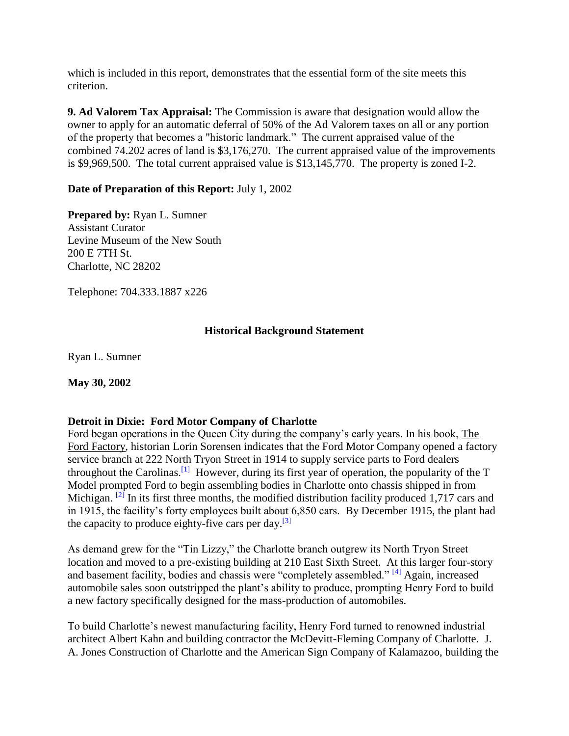which is included in this report, demonstrates that the essential form of the site meets this criterion.

**9. Ad Valorem Tax Appraisal:** The Commission is aware that designation would allow the owner to apply for an automatic deferral of 50% of the Ad Valorem taxes on all or any portion of the property that becomes a "historic landmark." The current appraised value of the combined 74.202 acres of land is $3,176,270. The current appraised value of the improvements is $9,969,500. The total current appraised value is $13,145,770. The property is zoned I-2.

**Date of Preparation of this Report:** July 1, 2002

**Prepared by:** Ryan L. Sumner
Assistant Curator
Levine Museum of the New South
200 E 7TH St.
Charlotte, NC 28202

Telephone: 704.333.1887 x226

## Historical Background Statement

Ryan L. Sumner

**May 30, 2002**

**Detroit in Dixie: Ford Motor Company of Charlotte**

Ford began operations in the Queen City during the company's early years. In his book, The Ford Factory, historian Lorin Sorensen indicates that the Ford Motor Company opened a factory service branch at 222 North Tryon Street in 1914 to supply service parts to Ford dealers throughout the Carolinas.[1] However, during its first year of operation, the popularity of the T Model prompted Ford to begin assembling bodies in Charlotte onto chassis shipped in from Michigan. [2] In its first three months, the modified distribution facility produced 1,717 cars and in 1915, the facility's forty employees built about 6,850 cars. By December 1915, the plant had the capacity to produce eighty-five cars per day.[3]

As demand grew for the "Tin Lizzy," the Charlotte branch outgrew its North Tryon Street location and moved to a pre-existing building at 210 East Sixth Street. At this larger four-story and basement facility, bodies and chassis were "completely assembled." [4] Again, increased automobile sales soon outstripped the plant's ability to produce, prompting Henry Ford to build a new factory specifically designed for the mass-production of automobiles.

To build Charlotte's newest manufacturing facility, Henry Ford turned to renowned industrial architect Albert Kahn and building contractor the McDevitt-Fleming Company of Charlotte. J. A. Jones Construction of Charlotte and the American Sign Company of Kalamazoo, building the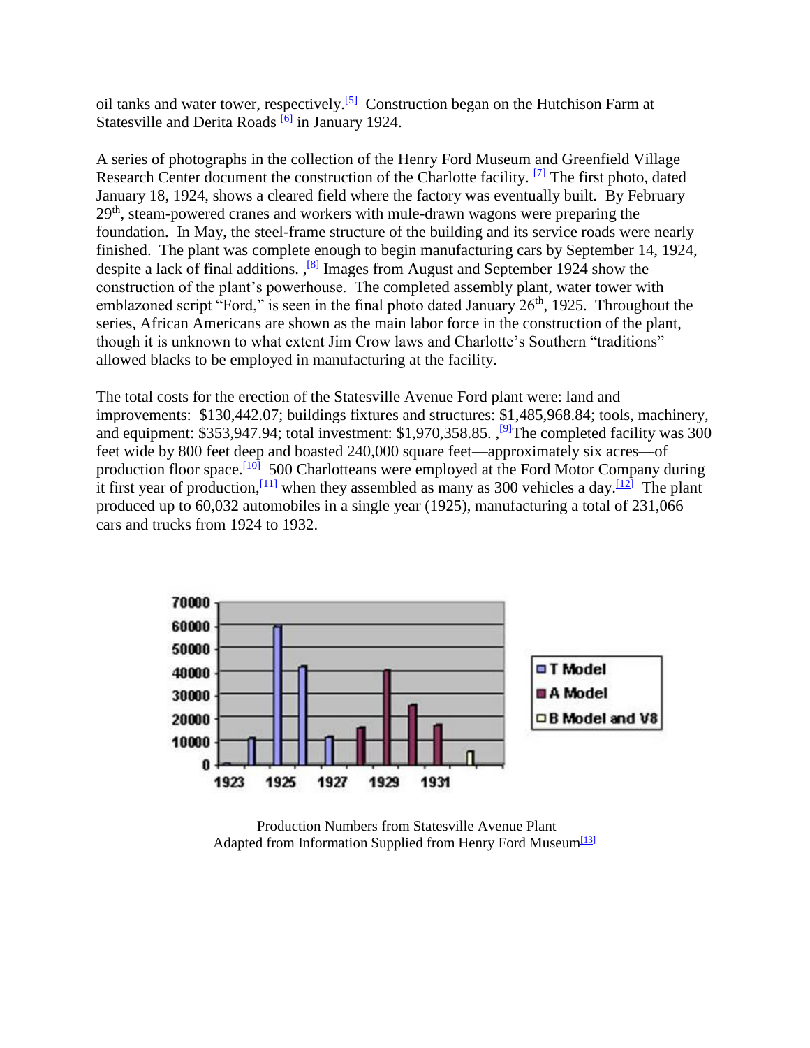oil tanks and water tower, respectively.[5] Construction began on the Hutchison Farm at Statesville and Derita Roads [6] in January 1924.

A series of photographs in the collection of the Henry Ford Museum and Greenfield Village Research Center document the construction of the Charlotte facility. [7] The first photo, dated January 18, 1924, shows a cleared field where the factory was eventually built. By February 29th, steam-powered cranes and workers with mule-drawn wagons were preparing the foundation. In May, the steel-frame structure of the building and its service roads were nearly finished. The plant was complete enough to begin manufacturing cars by September 14, 1924, despite a lack of final additions. ,[8] Images from August and September 1924 show the construction of the plant's powerhouse. The completed assembly plant, water tower with emblazoned script "Ford," is seen in the final photo dated January 26th, 1925. Throughout the series, African Americans are shown as the main labor force in the construction of the plant, though it is unknown to what extent Jim Crow laws and Charlotte's Southern "traditions" allowed blacks to be employed in manufacturing at the facility.

The total costs for the erection of the Statesville Avenue Ford plant were: land and improvements: $130,442.07; buildings fixtures and structures: $1,485,968.84; tools, machinery, and equipment: $353,947.94; total investment: $1,970,358.85. ,[9]The completed facility was 300 feet wide by 800 feet deep and boasted 240,000 square feet—approximately six acres—of production floor space.[10] 500 Charlotteans were employed at the Ford Motor Company during it first year of production,[11] when they assembled as many as 300 vehicles a day.[12] The plant produced up to 60,032 automobiles in a single year (1925), manufacturing a total of 231,066 cars and trucks from 1924 to 1932.

Production Numbers from Statesville Avenue Plant
Adapted from Information Supplied from Henry Ford Museum[13]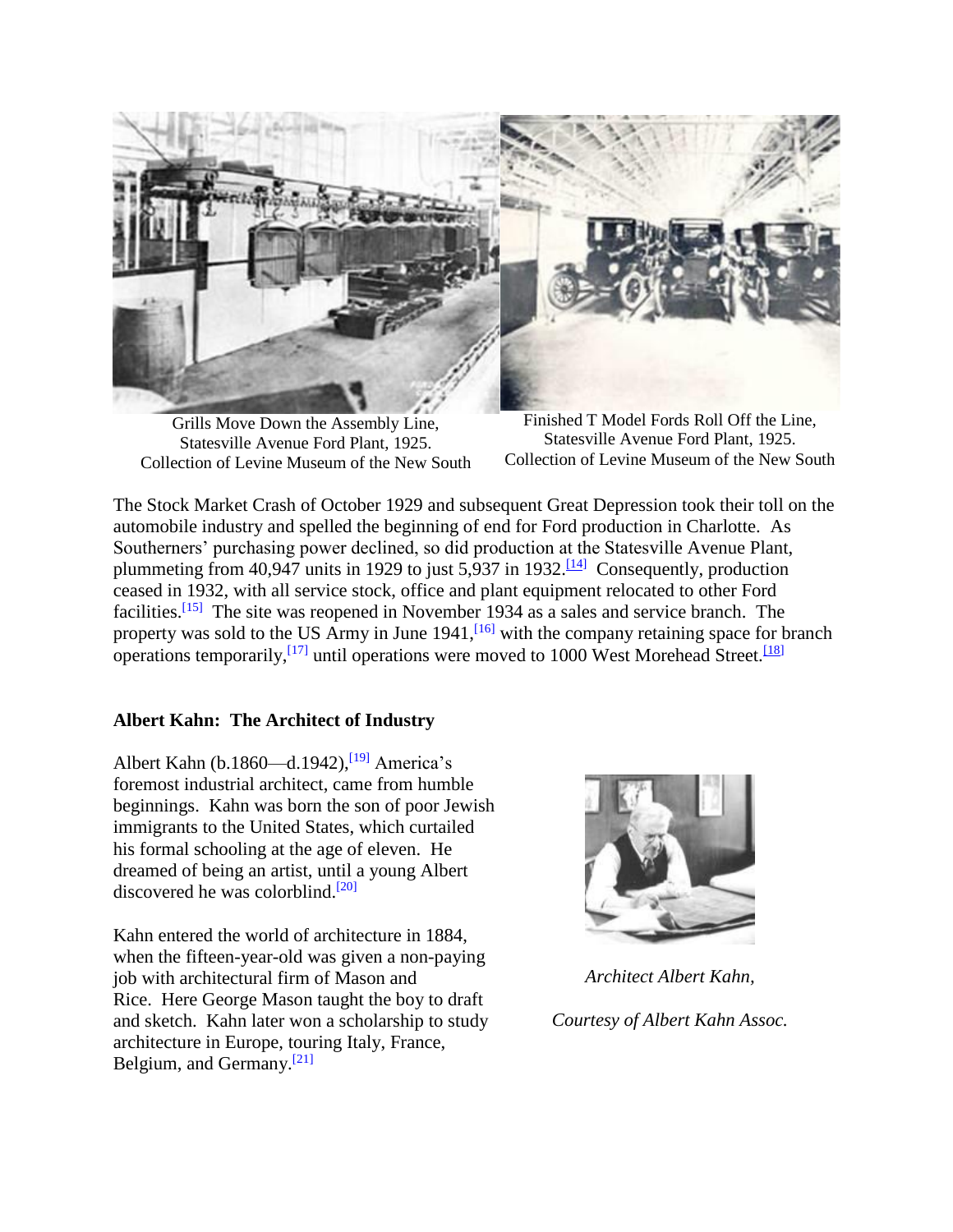Grills Move Down the Assembly Line, Statesville Avenue Ford Plant, 1925. Collection of Levine Museum of the New South

Finished T Model Fords Roll Off the Line, Statesville Avenue Ford Plant, 1925. Collection of Levine Museum of the New South

The Stock Market Crash of October 1929 and subsequent Great Depression took their toll on the automobile industry and spelled the beginning of end for Ford production in Charlotte. As Southerners' purchasing power declined, so did production at the Statesville Avenue Plant, plummeting from 40,947 units in 1929 to just 5,937 in 1932.[14] Consequently, production ceased in 1932, with all service stock, office and plant equipment relocated to other Ford facilities.[15] The site was reopened in November 1934 as a sales and service branch. The property was sold to the US Army in June 1941,[16] with the company retaining space for branch operations temporarily,[17] until operations were moved to 1000 West Morehead Street.[18]

**Albert Kahn: The Architect of Industry**

Albert Kahn (b.1860—d.1942),[19] America's foremost industrial architect, came from humble beginnings. Kahn was born the son of poor Jewish immigrants to the United States, which curtailed his formal schooling at the age of eleven. He dreamed of being an artist, until a young Albert discovered he was colorblind.[20]

Kahn entered the world of architecture in 1884, when the fifteen-year-old was given a non-paying job with architectural firm of Mason and Rice. Here George Mason taught the boy to draft and sketch. Kahn later won a scholarship to study architecture in Europe, touring Italy, France, Belgium, and Germany.[21]

*Architect Albert Kahn,*

*Courtesy of Albert Kahn Assoc.*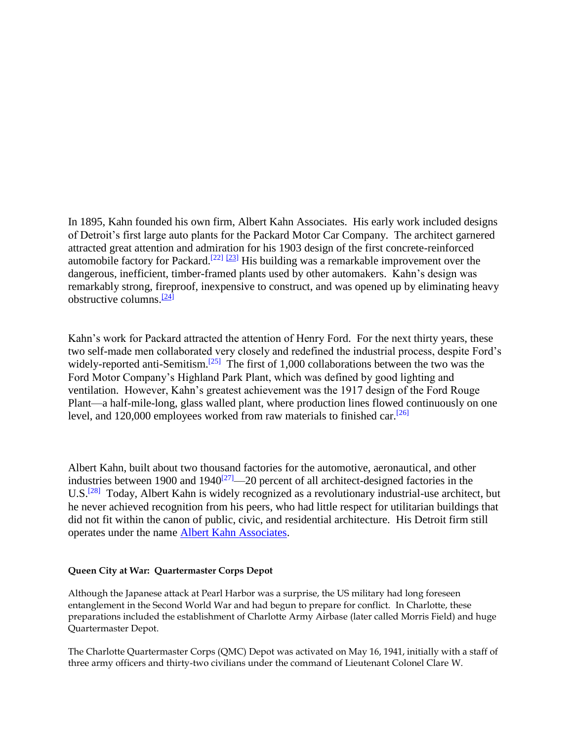In 1895, Kahn founded his own firm, Albert Kahn Associates. His early work included designs of Detroit's first large auto plants for the Packard Motor Car Company. The architect garnered attracted great attention and admiration for his 1903 design of the first concrete-reinforced automobile factory for Packard.[22] [23] His building was a remarkable improvement over the dangerous, inefficient, timber-framed plants used by other automakers. Kahn's design was remarkably strong, fireproof, inexpensive to construct, and was opened up by eliminating heavy obstructive columns.[24]

Kahn's work for Packard attracted the attention of Henry Ford. For the next thirty years, these two self-made men collaborated very closely and redefined the industrial process, despite Ford's widely-reported anti-Semitism.[25] The first of 1,000 collaborations between the two was the Ford Motor Company's Highland Park Plant, which was defined by good lighting and ventilation. However, Kahn's greatest achievement was the 1917 design of the Ford Rouge Plant—a half-mile-long, glass walled plant, where production lines flowed continuously on one level, and 120,000 employees worked from raw materials to finished car.[26]

Albert Kahn, built about two thousand factories for the automotive, aeronautical, and other industries between 1900 and 1940[27]—20 percent of all architect-designed factories in the U.S.[28] Today, Albert Kahn is widely recognized as a revolutionary industrial-use architect, but he never achieved recognition from his peers, who had little respect for utilitarian buildings that did not fit within the canon of public, civic, and residential architecture. His Detroit firm still operates under the name Albert Kahn Associates.

**Queen City at War: Quartermaster Corps Depot**

Although the Japanese attack at Pearl Harbor was a surprise, the US military had long foreseen entanglement in the Second World War and had begun to prepare for conflict. In Charlotte, these preparations included the establishment of Charlotte Army Airbase (later called Morris Field) and huge Quartermaster Depot.

The Charlotte Quartermaster Corps (QMC) Depot was activated on May 16, 1941, initially with a staff of three army officers and thirty-two civilians under the command of Lieutenant Colonel Clare W.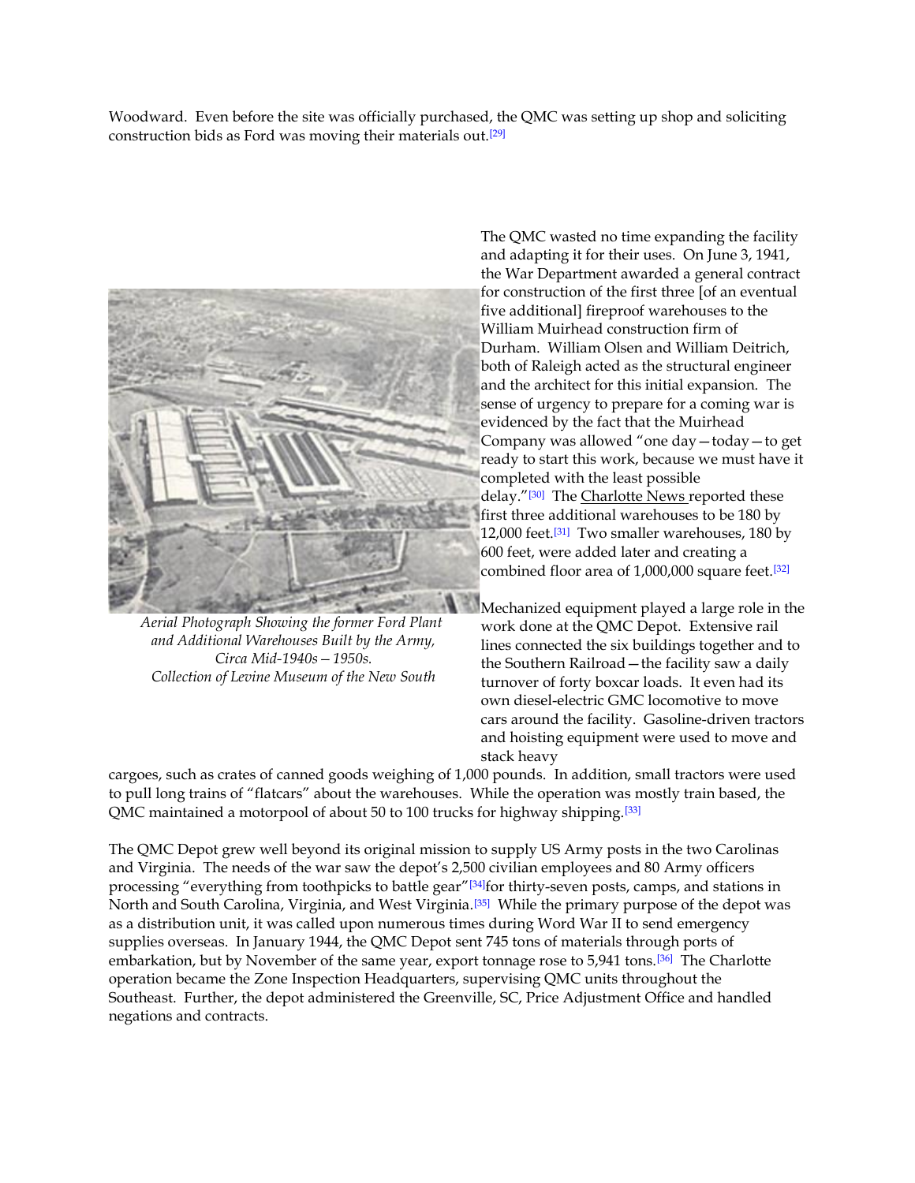Woodward. Even before the site was officially purchased, the QMC was setting up shop and soliciting construction bids as Ford was moving their materials out.[29]

The QMC wasted no time expanding the facility and adapting it for their uses. On June 3, 1941, the War Department awarded a general contract for construction of the first three [of an eventual five additional] fireproof warehouses to the William Muirhead construction firm of Durham. William Olsen and William Deitrich, both of Raleigh acted as the structural engineer and the architect for this initial expansion. The sense of urgency to prepare for a coming war is evidenced by the fact that the Muirhead Company was allowed "one day—today—to get ready to start this work, because we must have it completed with the least possible delay."[30] The Charlotte News reported these first three additional warehouses to be 180 by 12,000 feet.[31] Two smaller warehouses, 180 by 600 feet, were added later and creating a combined floor area of 1,000,000 square feet.[32]

*Aerial Photograph Showing the former Ford Plant and Additional Warehouses Built by the Army, Circa Mid-1940s—1950s. Collection of Levine Museum of the New South*

Mechanized equipment played a large role in the work done at the QMC Depot. Extensive rail lines connected the six buildings together and to the Southern Railroad—the facility saw a daily turnover of forty boxcar loads. It even had its own diesel-electric GMC locomotive to move cars around the facility. Gasoline-driven tractors and hoisting equipment were used to move and stack heavy cargoes, such as crates of canned goods weighing of 1,000 pounds. In addition, small tractors were used to pull long trains of "flatcars" about the warehouses. While the operation was mostly train based, the QMC maintained a motorpool of about 50 to 100 trucks for highway shipping.[33]

The QMC Depot grew well beyond its original mission to supply US Army posts in the two Carolinas and Virginia. The needs of the war saw the depot's 2,500 civilian employees and 80 Army officers processing "everything from toothpicks to battle gear"[34]for thirty-seven posts, camps, and stations in North and South Carolina, Virginia, and West Virginia.[35] While the primary purpose of the depot was as a distribution unit, it was called upon numerous times during Word War II to send emergency supplies overseas. In January 1944, the QMC Depot sent 745 tons of materials through ports of embarkation, but by November of the same year, export tonnage rose to 5,941 tons.[36] The Charlotte operation became the Zone Inspection Headquarters, supervising QMC units throughout the Southeast. Further, the depot administered the Greenville, SC, Price Adjustment Office and handled negations and contracts.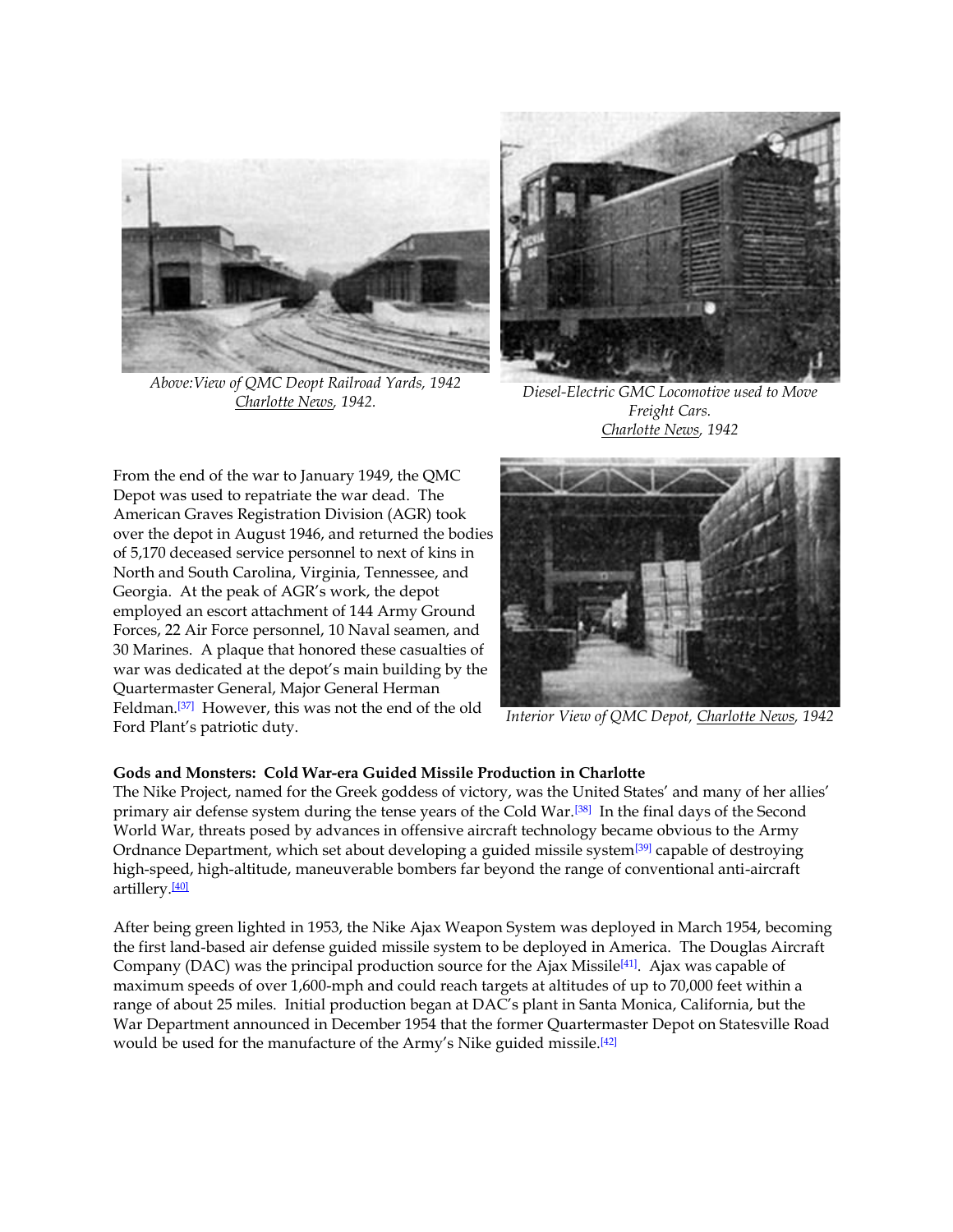Above:View of QMC Deopt Railroad Yards, 1942
Charlotte News, 1942.

Diesel-Electric GMC Locomotive used to Move Freight Cars.
Charlotte News, 1942

From the end of the war to January 1949, the QMC Depot was used to repatriate the war dead. The American Graves Registration Division (AGR) took over the depot in August 1946, and returned the bodies of 5,170 deceased service personnel to next of kins in North and South Carolina, Virginia, Tennessee, and Georgia. At the peak of AGR's work, the depot employed an escort attachment of 144 Army Ground Forces, 22 Air Force personnel, 10 Naval seamen, and 30 Marines. A plaque that honored these casualties of war was dedicated at the depot's main building by the Quartermaster General, Major General Herman Feldman.[37] However, this was not the end of the old Ford Plant's patriotic duty.

*Interior View of QMC Depot, Charlotte News, 1942*

**Gods and Monsters: Cold War-era Guided Missile Production in Charlotte**

The Nike Project, named for the Greek goddess of victory, was the United States' and many of her allies' primary air defense system during the tense years of the Cold War.[38] In the final days of the Second World War, threats posed by advances in offensive aircraft technology became obvious to the Army Ordnance Department, which set about developing a guided missile system[39] capable of destroying high-speed, high-altitude, maneuverable bombers far beyond the range of conventional anti-aircraft artillery.[40]

After being green lighted in 1953, the Nike Ajax Weapon System was deployed in March 1954, becoming the first land-based air defense guided missile system to be deployed in America. The Douglas Aircraft Company (DAC) was the principal production source for the Ajax Missile[41]. Ajax was capable of maximum speeds of over 1,600-mph and could reach targets at altitudes of up to 70,000 feet within a range of about 25 miles. Initial production began at DAC's plant in Santa Monica, California, but the War Department announced in December 1954 that the former Quartermaster Depot on Statesville Road would be used for the manufacture of the Army's Nike guided missile.[42]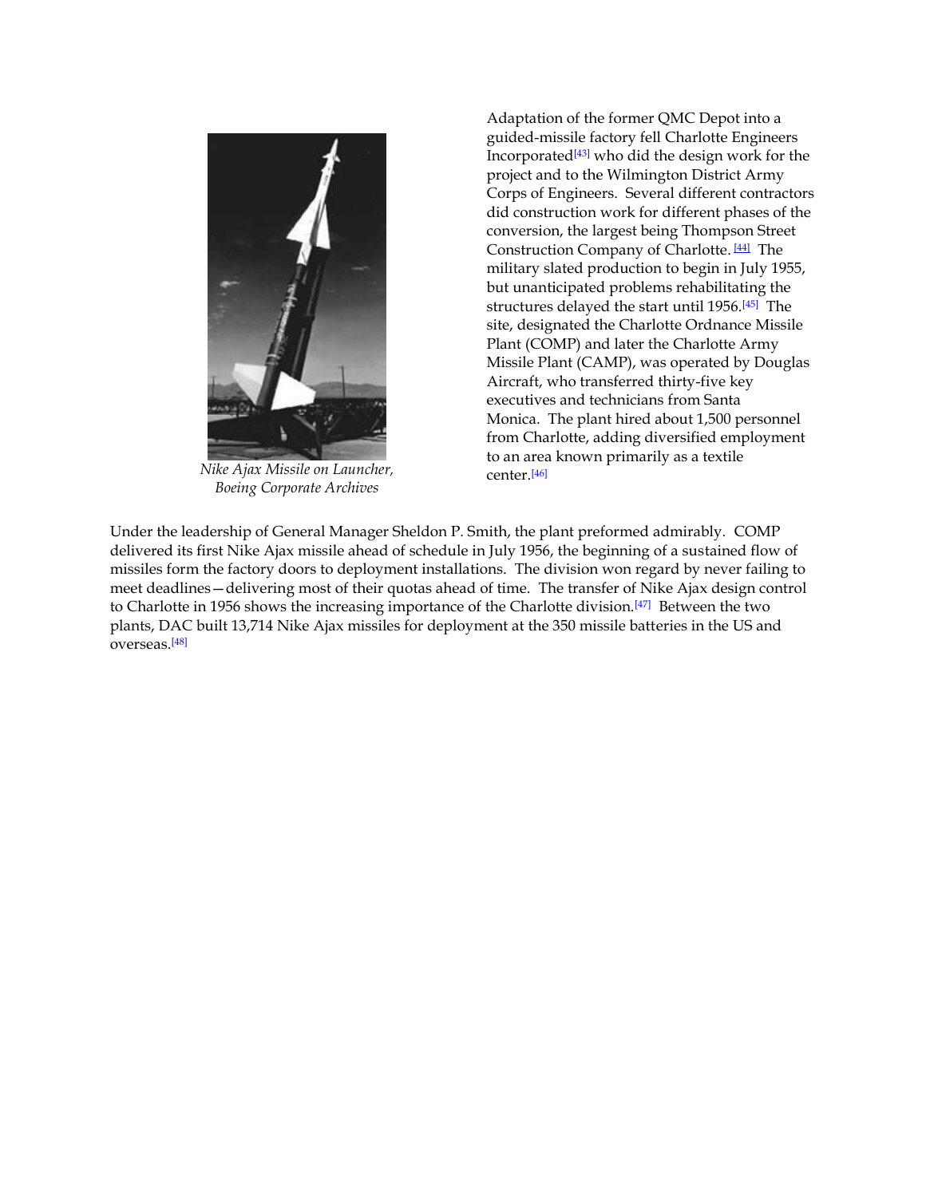*Nike Ajax Missile on Launcher, Boeing Corporate Archives*

Adaptation of the former QMC Depot into a guided-missile factory fell Charlotte Engineers Incorporated[43] who did the design work for the project and to the Wilmington District Army Corps of Engineers. Several different contractors did construction work for different phases of the conversion, the largest being Thompson Street Construction Company of Charlotte. [44] The military slated production to begin in July 1955, but unanticipated problems rehabilitating the structures delayed the start until 1956.[45] The site, designated the Charlotte Ordnance Missile Plant (COMP) and later the Charlotte Army Missile Plant (CAMP), was operated by Douglas Aircraft, who transferred thirty-five key executives and technicians from Santa Monica. The plant hired about 1,500 personnel from Charlotte, adding diversified employment to an area known primarily as a textile center.[46]

Under the leadership of General Manager Sheldon P. Smith, the plant preformed admirably. COMP delivered its first Nike Ajax missile ahead of schedule in July 1956, the beginning of a sustained flow of missiles form the factory doors to deployment installations. The division won regard by never failing to meet deadlines—delivering most of their quotas ahead of time. The transfer of Nike Ajax design control to Charlotte in 1956 shows the increasing importance of the Charlotte division.[47] Between the two plants, DAC built 13,714 Nike Ajax missiles for deployment at the 350 missile batteries in the US and overseas.[48]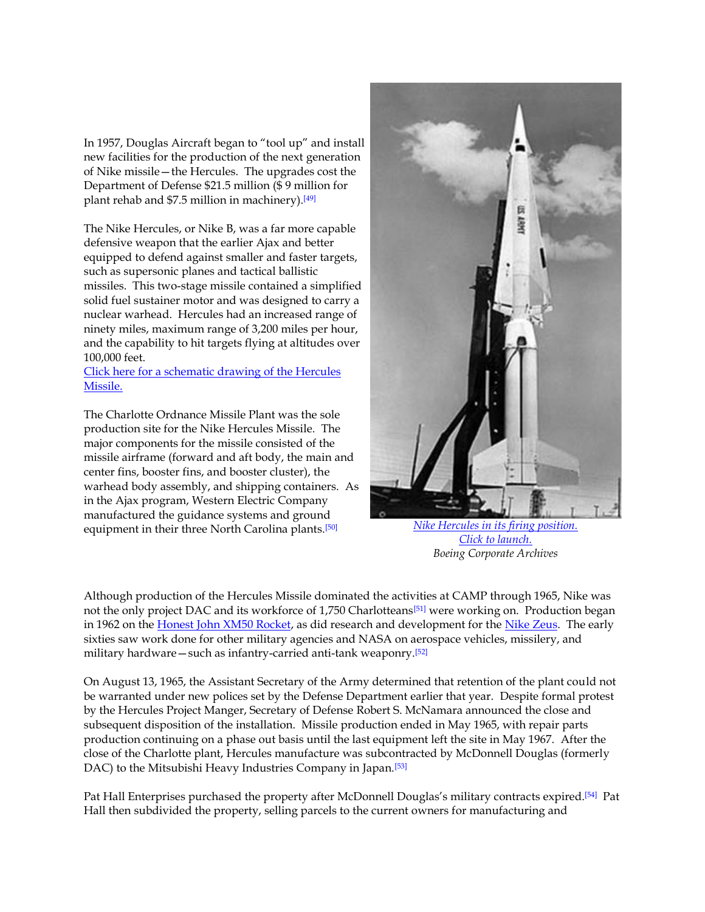In 1957, Douglas Aircraft began to "tool up" and install new facilities for the production of the next generation of Nike missile—the Hercules. The upgrades cost the Department of Defense $21.5 million ($ 9 million for plant rehab and $7.5 million in machinery).[49]

The Nike Hercules, or Nike B, was a far more capable defensive weapon that the earlier Ajax and better equipped to defend against smaller and faster targets, such as supersonic planes and tactical ballistic missiles. This two-stage missile contained a simplified solid fuel sustainer motor and was designed to carry a nuclear warhead. Hercules had an increased range of ninety miles, maximum range of 3,200 miles per hour, and the capability to hit targets flying at altitudes over 100,000 feet.
Click here for a schematic drawing of the Hercules Missile.

The Charlotte Ordnance Missile Plant was the sole production site for the Nike Hercules Missile. The major components for the missile consisted of the missile airframe (forward and aft body, the main and center fins, booster fins, and booster cluster), the warhead body assembly, and shipping containers. As in the Ajax program, Western Electric Company manufactured the guidance systems and ground equipment in their three North Carolina plants.[50]

*Nike Hercules in its firing position.*
*Click to launch.*
*Boeing Corporate Archives*

Although production of the Hercules Missile dominated the activities at CAMP through 1965, Nike was not the only project DAC and its workforce of 1,750 Charlotteans[51] were working on. Production began in 1962 on the Honest John XM50 Rocket, as did research and development for the Nike Zeus. The early sixties saw work done for other military agencies and NASA on aerospace vehicles, missilery, and military hardware—such as infantry-carried anti-tank weaponry.[52]

On August 13, 1965, the Assistant Secretary of the Army determined that retention of the plant could not be warranted under new polices set by the Defense Department earlier that year. Despite formal protest by the Hercules Project Manger, Secretary of Defense Robert S. McNamara announced the close and subsequent disposition of the installation. Missile production ended in May 1965, with repair parts production continuing on a phase out basis until the last equipment left the site in May 1967. After the close of the Charlotte plant, Hercules manufacture was subcontracted by McDonnell Douglas (formerly DAC) to the Mitsubishi Heavy Industries Company in Japan.[53]

Pat Hall Enterprises purchased the property after McDonnell Douglas's military contracts expired.[54] Pat Hall then subdivided the property, selling parcels to the current owners for manufacturing and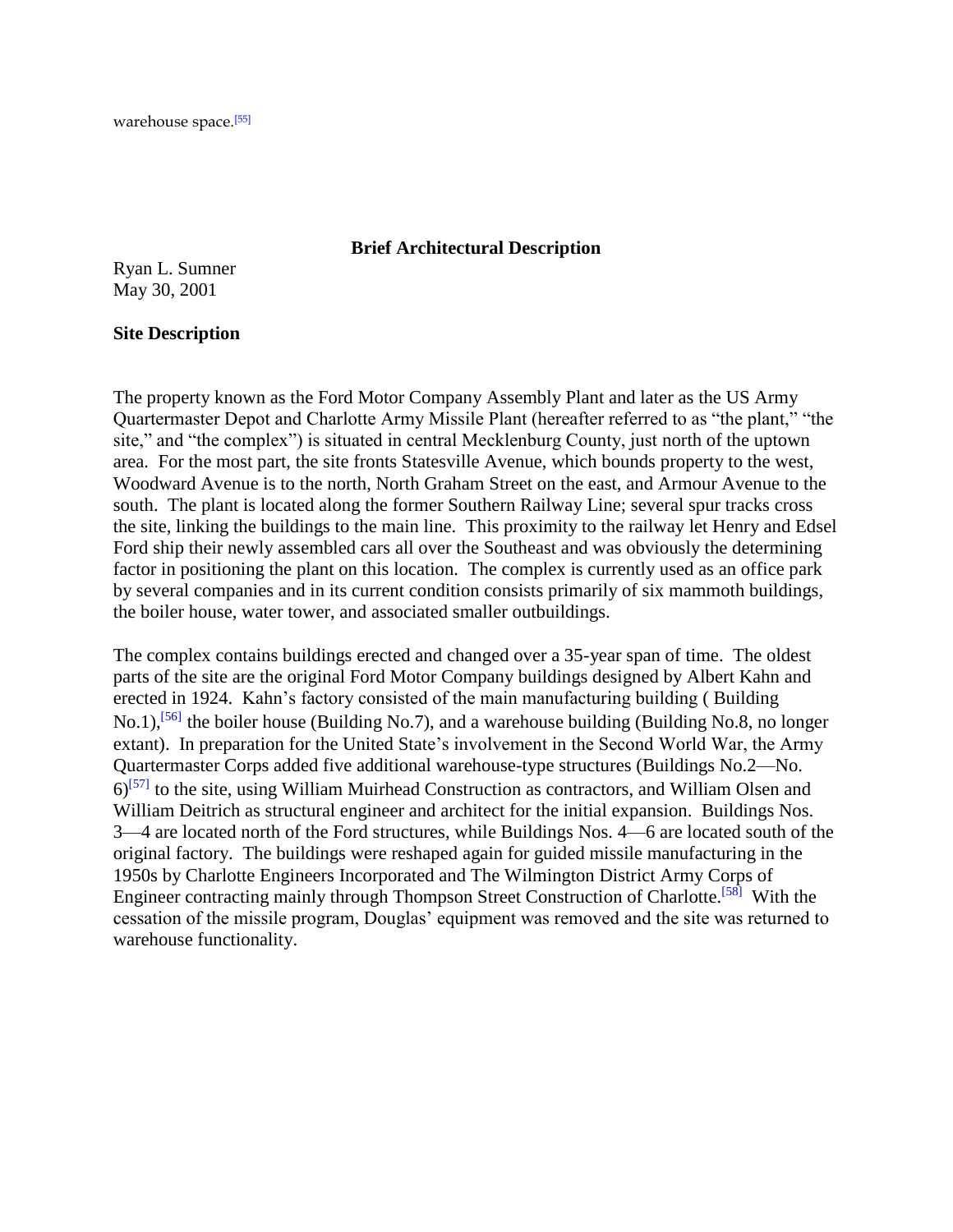warehouse space.[55]

## Brief Architectural Description

Ryan L. Sumner
May 30, 2001

### Site Description

The property known as the Ford Motor Company Assembly Plant and later as the US Army Quartermaster Depot and Charlotte Army Missile Plant (hereafter referred to as "the plant," "the site," and "the complex") is situated in central Mecklenburg County, just north of the uptown area. For the most part, the site fronts Statesville Avenue, which bounds property to the west, Woodward Avenue is to the north, North Graham Street on the east, and Armour Avenue to the south. The plant is located along the former Southern Railway Line; several spur tracks cross the site, linking the buildings to the main line. This proximity to the railway let Henry and Edsel Ford ship their newly assembled cars all over the Southeast and was obviously the determining factor in positioning the plant on this location. The complex is currently used as an office park by several companies and in its current condition consists primarily of six mammoth buildings, the boiler house, water tower, and associated smaller outbuildings.

The complex contains buildings erected and changed over a 35-year span of time. The oldest parts of the site are the original Ford Motor Company buildings designed by Albert Kahn and erected in 1924. Kahn's factory consisted of the main manufacturing building ( Building No.1),[56] the boiler house (Building No.7), and a warehouse building (Building No.8, no longer extant). In preparation for the United State's involvement in the Second World War, the Army Quartermaster Corps added five additional warehouse-type structures (Buildings No.2—No. 6)[57] to the site, using William Muirhead Construction as contractors, and William Olsen and William Deitrich as structural engineer and architect for the initial expansion. Buildings Nos. 3—4 are located north of the Ford structures, while Buildings Nos. 4—6 are located south of the original factory. The buildings were reshaped again for guided missile manufacturing in the 1950s by Charlotte Engineers Incorporated and The Wilmington District Army Corps of Engineer contracting mainly through Thompson Street Construction of Charlotte.[58] With the cessation of the missile program, Douglas' equipment was removed and the site was returned to warehouse functionality.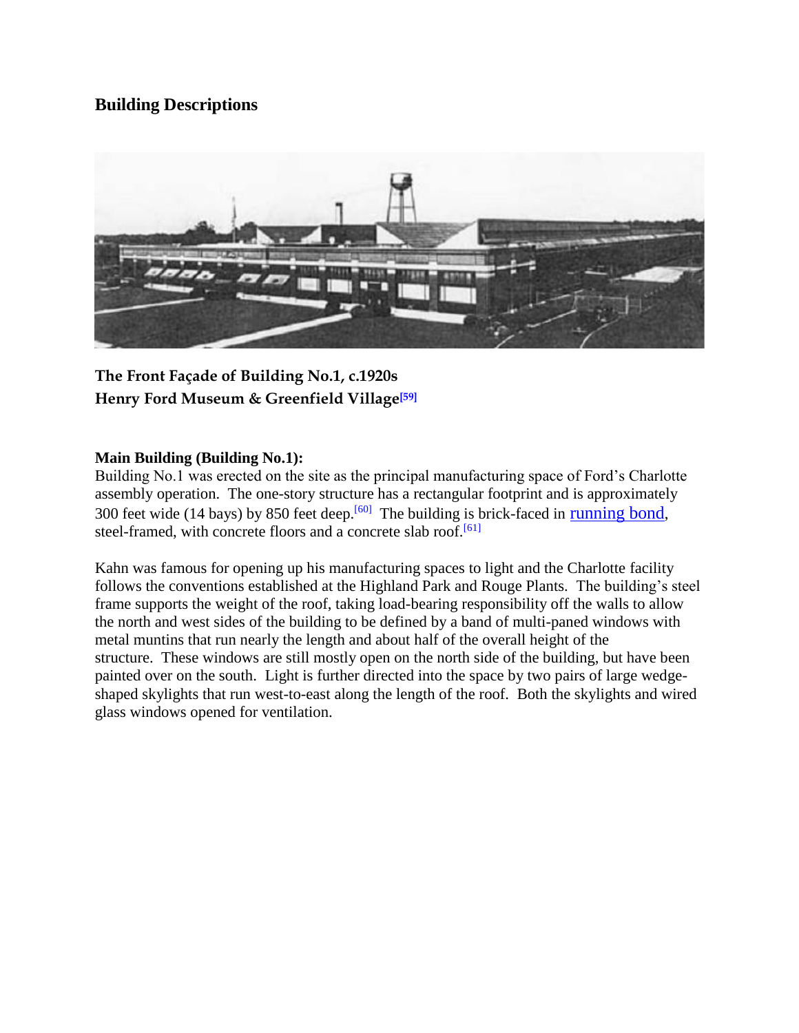### Building Descriptions

**The Front Façade of Building No.1, c.1920s**
**Henry Ford Museum & Greenfield Village[59]**

**Main Building (Building No.1):**
Building No.1 was erected on the site as the principal manufacturing space of Ford's Charlotte assembly operation. The one-story structure has a rectangular footprint and is approximately 300 feet wide (14 bays) by 850 feet deep.[60] The building is brick-faced in running bond, steel-framed, with concrete floors and a concrete slab roof.[61]

Kahn was famous for opening up his manufacturing spaces to light and the Charlotte facility follows the conventions established at the Highland Park and Rouge Plants. The building's steel frame supports the weight of the roof, taking load-bearing responsibility off the walls to allow the north and west sides of the building to be defined by a band of multi-paned windows with metal muntins that run nearly the length and about half of the overall height of the structure. These windows are still mostly open on the north side of the building, but have been painted over on the south. Light is further directed into the space by two pairs of large wedge-shaped skylights that run west-to-east along the length of the roof. Both the skylights and wired glass windows opened for ventilation.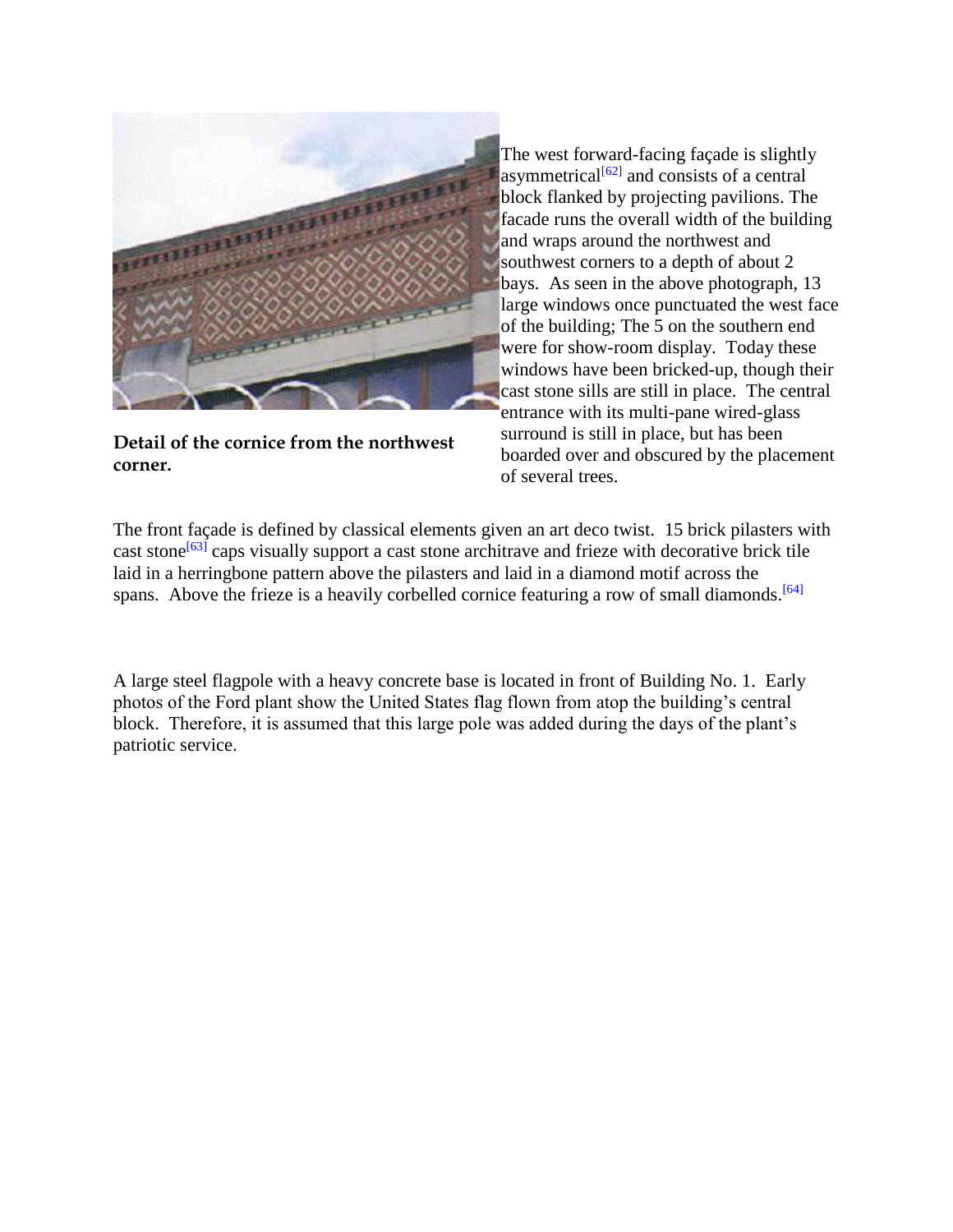**Detail of the cornice from the northwest corner.**

The west forward-facing façade is slightly asymmetrical[62] and consists of a central block flanked by projecting pavilions. The facade runs the overall width of the building and wraps around the northwest and southwest corners to a depth of about 2 bays. As seen in the above photograph, 13 large windows once punctuated the west face of the building; The 5 on the southern end were for show-room display. Today these windows have been bricked-up, though their cast stone sills are still in place. The central entrance with its multi-pane wired-glass surround is still in place, but has been boarded over and obscured by the placement of several trees.

The front façade is defined by classical elements given an art deco twist. 15 brick pilasters with cast stone[63] caps visually support a cast stone architrave and frieze with decorative brick tile laid in a herringbone pattern above the pilasters and laid in a diamond motif across the spans. Above the frieze is a heavily corbelled cornice featuring a row of small diamonds.[64]

A large steel flagpole with a heavy concrete base is located in front of Building No. 1. Early photos of the Ford plant show the United States flag flown from atop the building's central block. Therefore, it is assumed that this large pole was added during the days of the plant's patriotic service.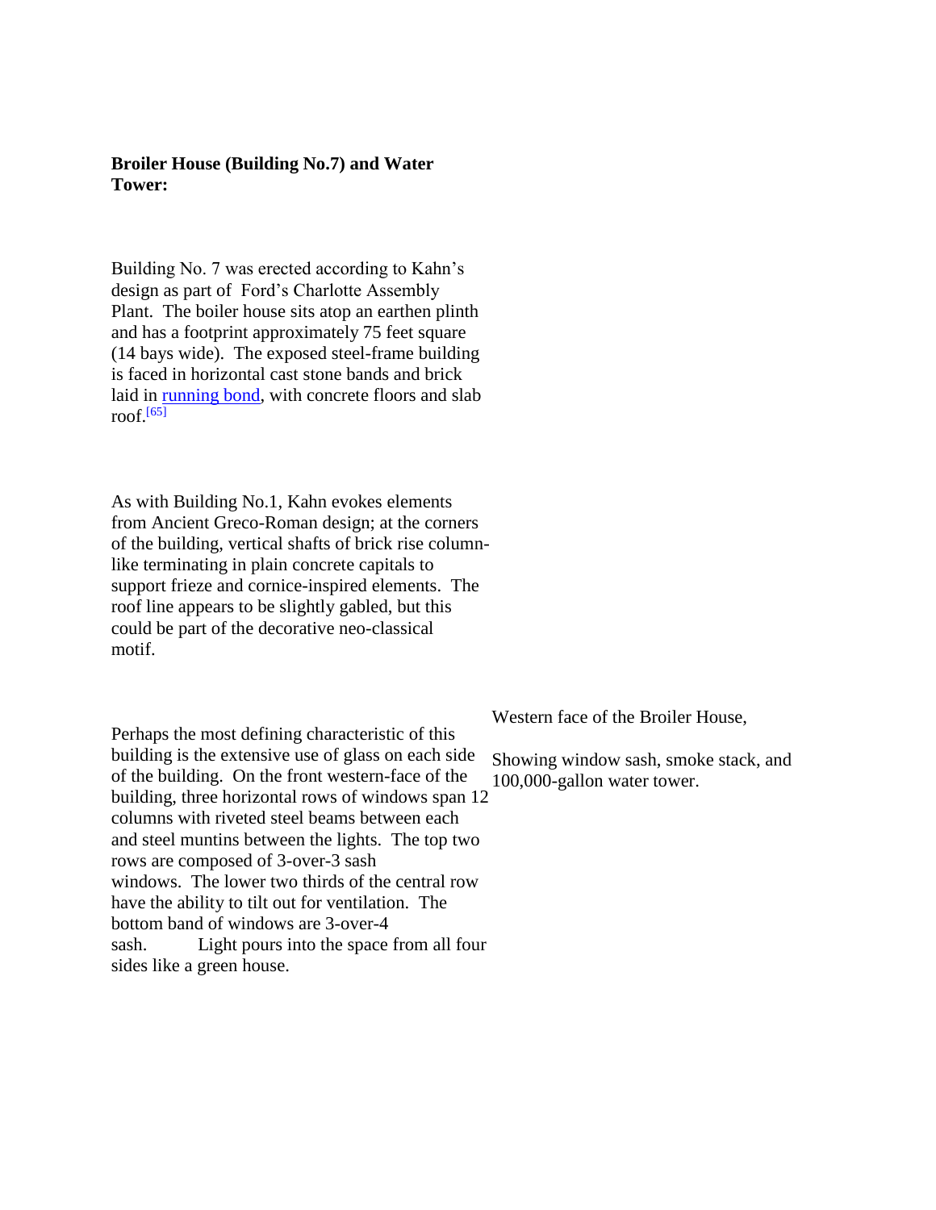**Broiler House (Building No.7) and Water Tower:**

Building No. 7 was erected according to Kahn's design as part of Ford's Charlotte Assembly Plant. The boiler house sits atop an earthen plinth and has a footprint approximately 75 feet square (14 bays wide). The exposed steel-frame building is faced in horizontal cast stone bands and brick laid in running bond, with concrete floors and slab roof.[65]

As with Building No.1, Kahn evokes elements from Ancient Greco-Roman design; at the corners of the building, vertical shafts of brick rise column-like terminating in plain concrete capitals to support frieze and cornice-inspired elements. The roof line appears to be slightly gabled, but this could be part of the decorative neo-classical motif.

Perhaps the most defining characteristic of this building is the extensive use of glass on each side of the building. On the front western-face of the building, three horizontal rows of windows span 12 columns with riveted steel beams between each and steel muntins between the lights. The top two rows are composed of 3-over-3 sash windows. The lower two thirds of the central row have the ability to tilt out for ventilation. The bottom band of windows are 3-over-4 sash. Light pours into the space from all four sides like a green house.

Western face of the Broiler House,

Showing window sash, smoke stack, and 100,000-gallon water tower.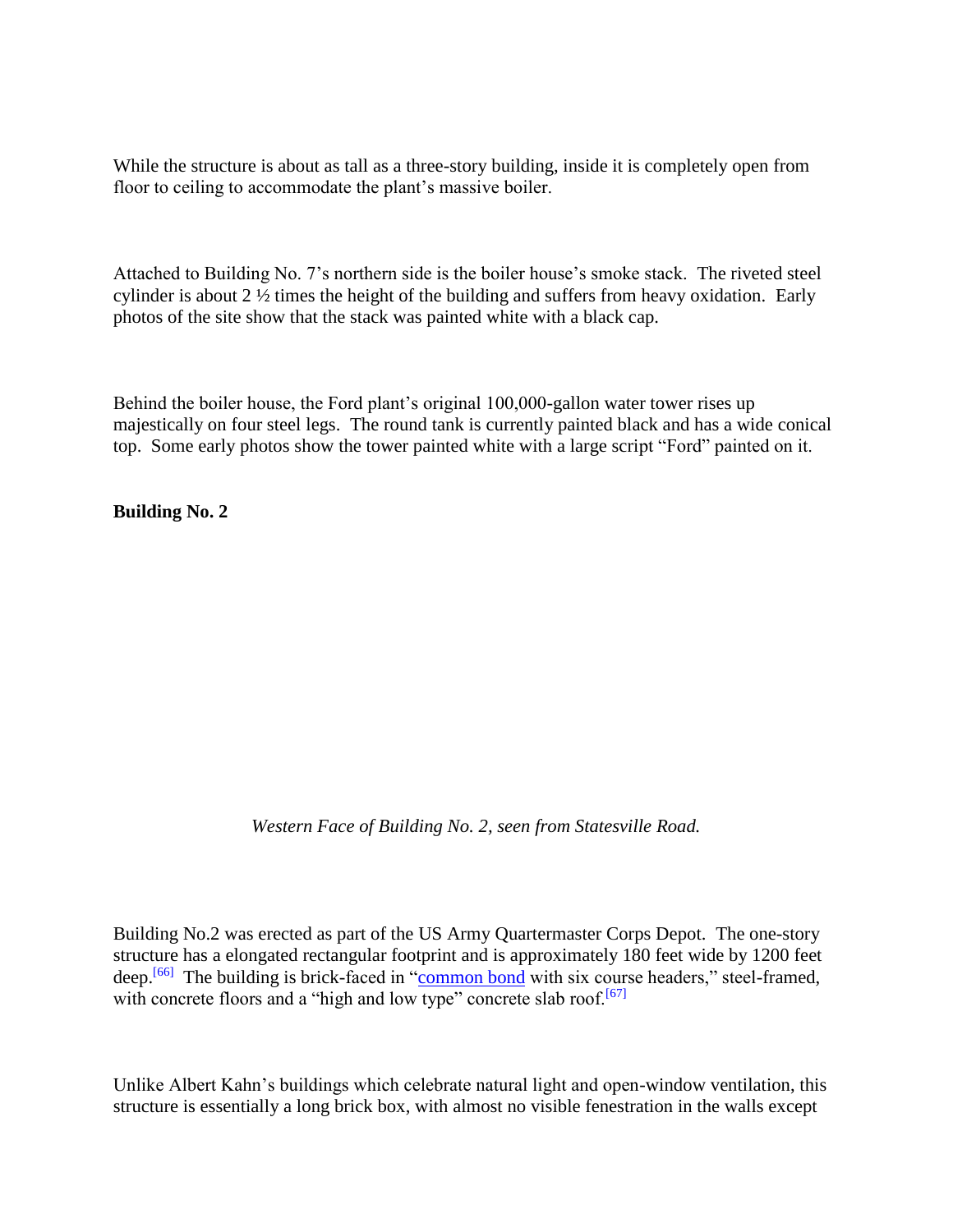While the structure is about as tall as a three-story building, inside it is completely open from floor to ceiling to accommodate the plant's massive boiler.

Attached to Building No. 7's northern side is the boiler house's smoke stack. The riveted steel cylinder is about 2 ½ times the height of the building and suffers from heavy oxidation. Early photos of the site show that the stack was painted white with a black cap.

Behind the boiler house, the Ford plant's original 100,000-gallon water tower rises up majestically on four steel legs. The round tank is currently painted black and has a wide conical top. Some early photos show the tower painted white with a large script "Ford" painted on it.

**Building No. 2**

*Western Face of Building No. 2, seen from Statesville Road.*

Building No.2 was erected as part of the US Army Quartermaster Corps Depot. The one-story structure has a elongated rectangular footprint and is approximately 180 feet wide by 1200 feet deep.[66] The building is brick-faced in "common bond with six course headers," steel-framed, with concrete floors and a "high and low type" concrete slab roof.[67]

Unlike Albert Kahn's buildings which celebrate natural light and open-window ventilation, this structure is essentially a long brick box, with almost no visible fenestration in the walls except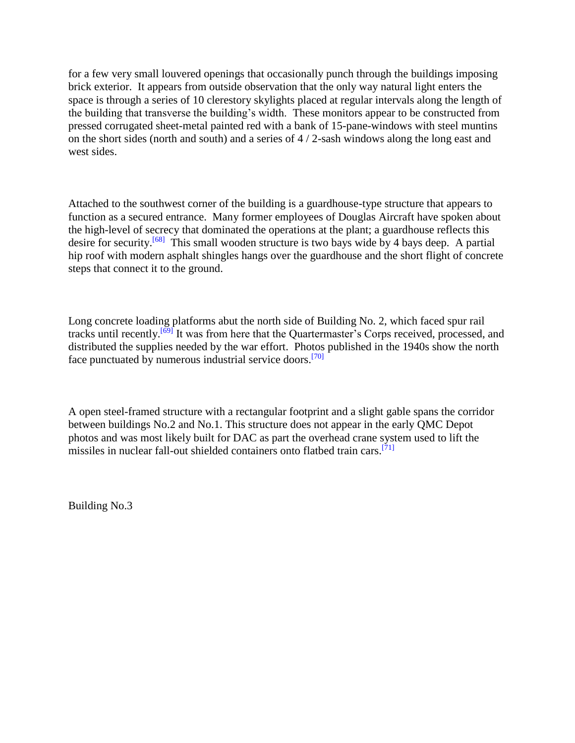for a few very small louvered openings that occasionally punch through the buildings imposing brick exterior. It appears from outside observation that the only way natural light enters the space is through a series of 10 clerestory skylights placed at regular intervals along the length of the building that transverse the building's width. These monitors appear to be constructed from pressed corrugated sheet-metal painted red with a bank of 15-pane-windows with steel muntins on the short sides (north and south) and a series of 4 / 2-sash windows along the long east and west sides.

Attached to the southwest corner of the building is a guardhouse-type structure that appears to function as a secured entrance. Many former employees of Douglas Aircraft have spoken about the high-level of secrecy that dominated the operations at the plant; a guardhouse reflects this desire for security.[68] This small wooden structure is two bays wide by 4 bays deep. A partial hip roof with modern asphalt shingles hangs over the guardhouse and the short flight of concrete steps that connect it to the ground.

Long concrete loading platforms abut the north side of Building No. 2, which faced spur rail tracks until recently.[69] It was from here that the Quartermaster's Corps received, processed, and distributed the supplies needed by the war effort. Photos published in the 1940s show the north face punctuated by numerous industrial service doors.[70]

A open steel-framed structure with a rectangular footprint and a slight gable spans the corridor between buildings No.2 and No.1. This structure does not appear in the early QMC Depot photos and was most likely built for DAC as part the overhead crane system used to lift the missiles in nuclear fall-out shielded containers onto flatbed train cars.[71]

Building No.3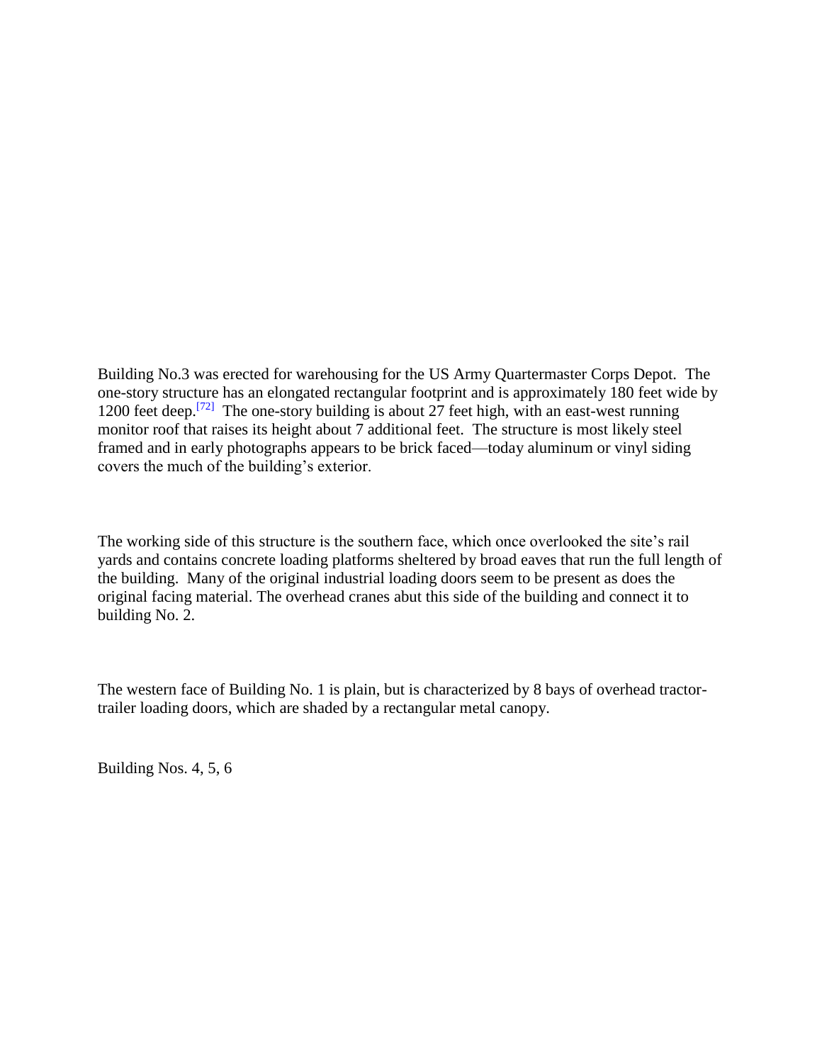Building No.3 was erected for warehousing for the US Army Quartermaster Corps Depot. The one-story structure has an elongated rectangular footprint and is approximately 180 feet wide by 1200 feet deep.[72] The one-story building is about 27 feet high, with an east-west running monitor roof that raises its height about 7 additional feet. The structure is most likely steel framed and in early photographs appears to be brick faced—today aluminum or vinyl siding covers the much of the building's exterior.

The working side of this structure is the southern face, which once overlooked the site's rail yards and contains concrete loading platforms sheltered by broad eaves that run the full length of the building. Many of the original industrial loading doors seem to be present as does the original facing material. The overhead cranes abut this side of the building and connect it to building No. 2.

The western face of Building No. 1 is plain, but is characterized by 8 bays of overhead tractor-trailer loading doors, which are shaded by a rectangular metal canopy.

Building Nos. 4, 5, 6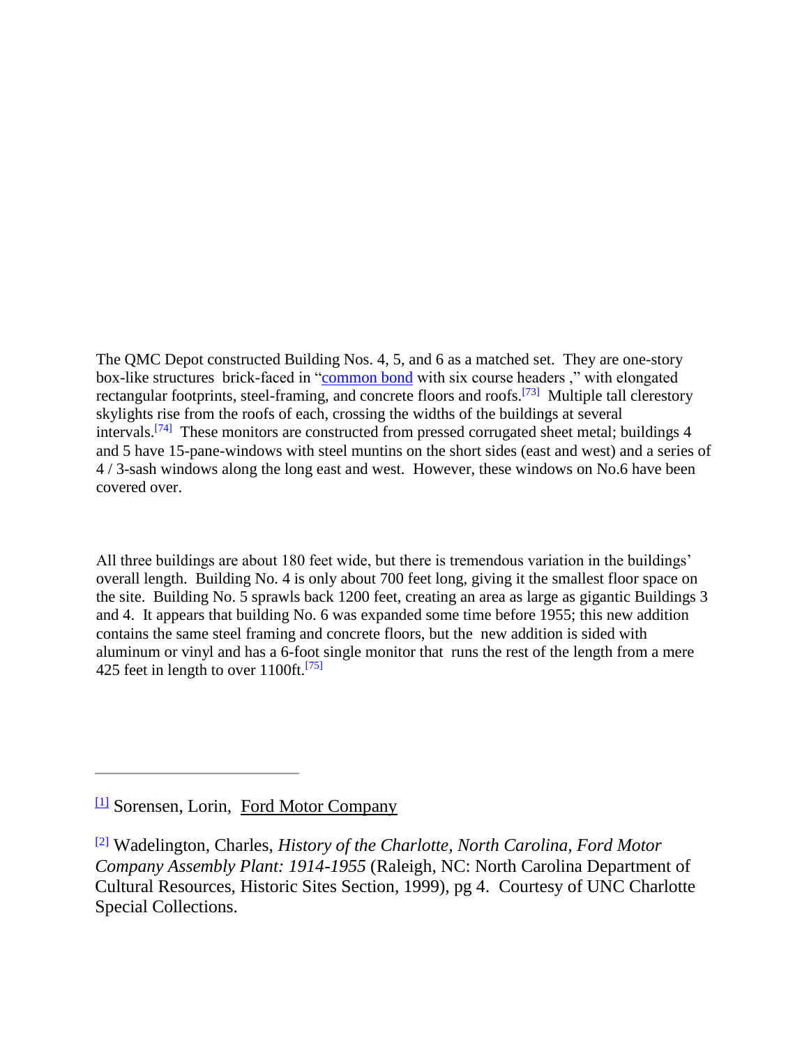The QMC Depot constructed Building Nos. 4, 5, and 6 as a matched set. They are one-story box-like structures brick-faced in "common bond with six course headers ," with elongated rectangular footprints, steel-framing, and concrete floors and roofs.[73] Multiple tall clerestory skylights rise from the roofs of each, crossing the widths of the buildings at several intervals.[74] These monitors are constructed from pressed corrugated sheet metal; buildings 4 and 5 have 15-pane-windows with steel muntins on the short sides (east and west) and a series of 4 / 3-sash windows along the long east and west. However, these windows on No.6 have been covered over.

All three buildings are about 180 feet wide, but there is tremendous variation in the buildings' overall length. Building No. 4 is only about 700 feet long, giving it the smallest floor space on the site. Building No. 5 sprawls back 1200 feet, creating an area as large as gigantic Buildings 3 and 4. It appears that building No. 6 was expanded some time before 1955; this new addition contains the same steel framing and concrete floors, but the new addition is sided with aluminum or vinyl and has a 6-foot single monitor that runs the rest of the length from a mere 425 feet in length to over 1100ft.[75]

---

[1] Sorensen, Lorin, Ford Motor Company

[2] Wadelington, Charles, *History of the Charlotte, North Carolina, Ford Motor Company Assembly Plant: 1914-1955* (Raleigh, NC: North Carolina Department of Cultural Resources, Historic Sites Section, 1999), pg 4. Courtesy of UNC Charlotte Special Collections.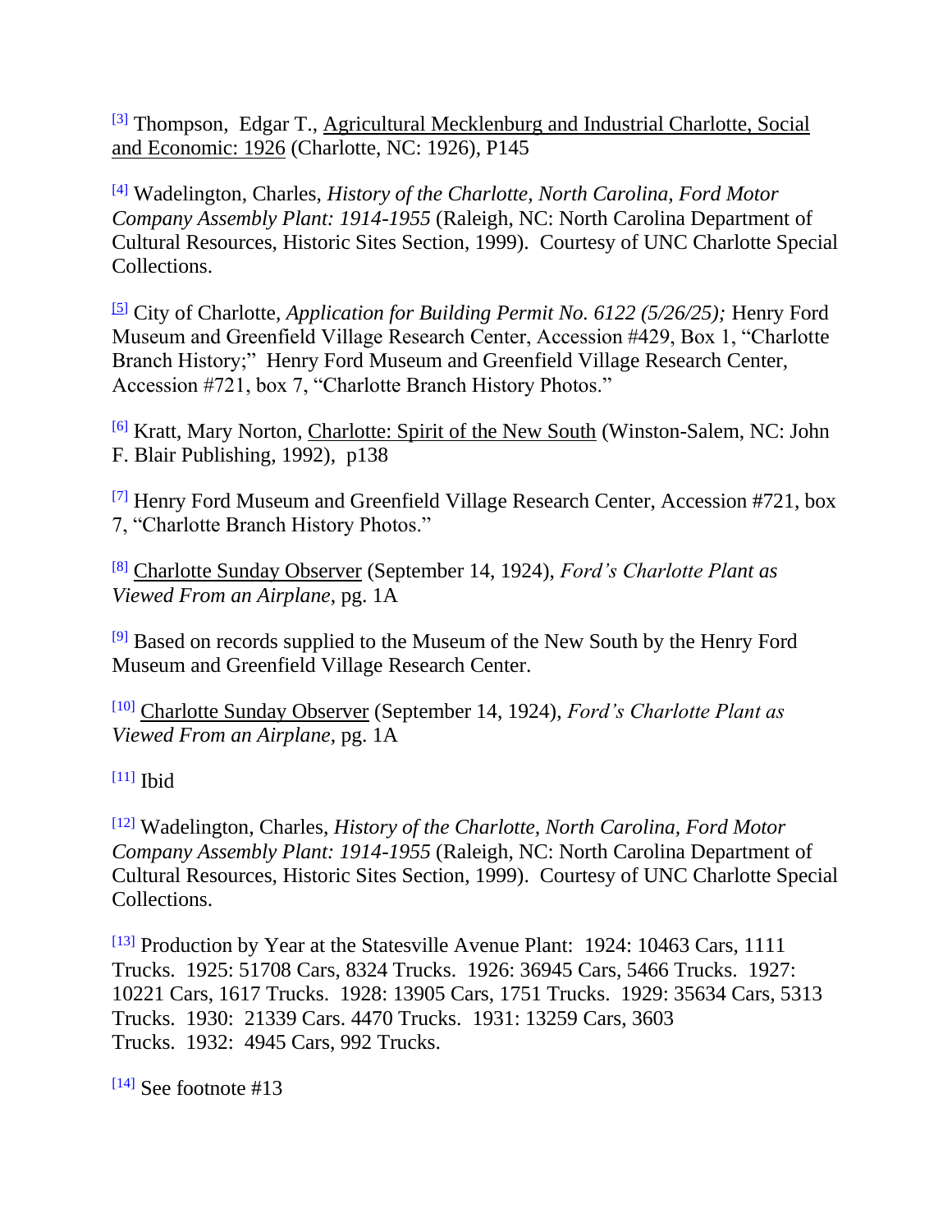[3] Thompson, Edgar T., Agricultural Mecklenburg and Industrial Charlotte, Social and Economic: 1926 (Charlotte, NC: 1926), P145

[4] Wadelington, Charles, *History of the Charlotte, North Carolina, Ford Motor Company Assembly Plant: 1914-1955* (Raleigh, NC: North Carolina Department of Cultural Resources, Historic Sites Section, 1999). Courtesy of UNC Charlotte Special Collections.

[5] City of Charlotte, *Application for Building Permit No. 6122 (5/26/25);* Henry Ford Museum and Greenfield Village Research Center, Accession #429, Box 1, "Charlotte Branch History;" Henry Ford Museum and Greenfield Village Research Center, Accession #721, box 7, "Charlotte Branch History Photos."

[6] Kratt, Mary Norton, Charlotte: Spirit of the New South (Winston-Salem, NC: John F. Blair Publishing, 1992), p138

[7] Henry Ford Museum and Greenfield Village Research Center, Accession #721, box 7, "Charlotte Branch History Photos."

[8] Charlotte Sunday Observer (September 14, 1924), *Ford's Charlotte Plant as Viewed From an Airplane*, pg. 1A

[9] Based on records supplied to the Museum of the New South by the Henry Ford Museum and Greenfield Village Research Center.

[10] Charlotte Sunday Observer (September 14, 1924), *Ford's Charlotte Plant as Viewed From an Airplane*, pg. 1A

[11] Ibid

[12] Wadelington, Charles, *History of the Charlotte, North Carolina, Ford Motor Company Assembly Plant: 1914-1955* (Raleigh, NC: North Carolina Department of Cultural Resources, Historic Sites Section, 1999). Courtesy of UNC Charlotte Special Collections.

[13] Production by Year at the Statesville Avenue Plant: 1924: 10463 Cars, 1111 Trucks. 1925: 51708 Cars, 8324 Trucks. 1926: 36945 Cars, 5466 Trucks. 1927: 10221 Cars, 1617 Trucks. 1928: 13905 Cars, 1751 Trucks. 1929: 35634 Cars, 5313 Trucks. 1930: 21339 Cars. 4470 Trucks. 1931: 13259 Cars, 3603 Trucks. 1932: 4945 Cars, 992 Trucks.

[14] See footnote #13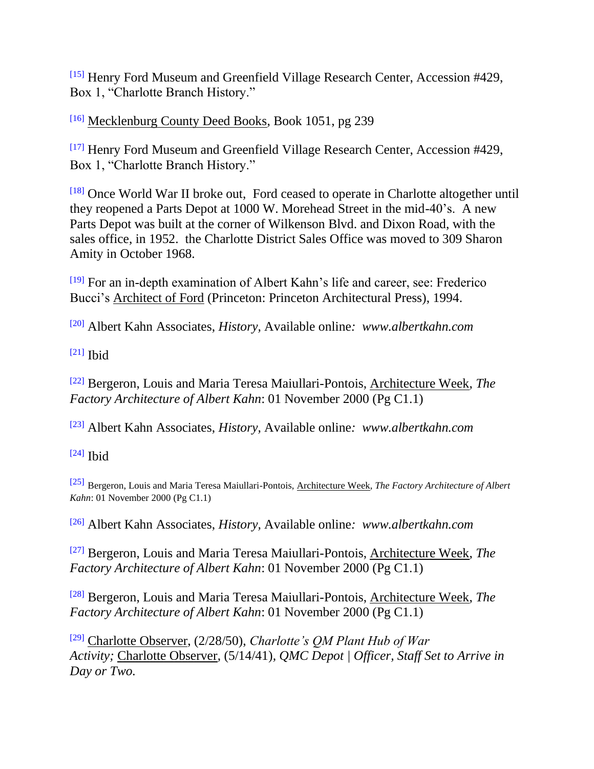[15] Henry Ford Museum and Greenfield Village Research Center, Accession #429, Box 1, "Charlotte Branch History."

[16] Mecklenburg County Deed Books, Book 1051, pg 239

[17] Henry Ford Museum and Greenfield Village Research Center, Accession #429, Box 1, "Charlotte Branch History."

[18] Once World War II broke out, Ford ceased to operate in Charlotte altogether until they reopened a Parts Depot at 1000 W. Morehead Street in the mid-40's. A new Parts Depot was built at the corner of Wilkenson Blvd. and Dixon Road, with the sales office, in 1952. the Charlotte District Sales Office was moved to 309 Sharon Amity in October 1968.

[19] For an in-depth examination of Albert Kahn's life and career, see: Frederico Bucci's Architect of Ford (Princeton: Princeton Architectural Press), 1994.

[20] Albert Kahn Associates, *History,* Available online*: www.albertkahn.com*

[21] Ibid

[22] Bergeron, Louis and Maria Teresa Maiullari-Pontois, Architecture Week, *The Factory Architecture of Albert Kahn*: 01 November 2000 (Pg C1.1)

[23] Albert Kahn Associates, *History,* Available online*: www.albertkahn.com*

[24] Ibid

[25] Bergeron, Louis and Maria Teresa Maiullari-Pontois, Architecture Week, *The Factory Architecture of Albert Kahn*: 01 November 2000 (Pg C1.1)

[26] Albert Kahn Associates, *History,* Available online*: www.albertkahn.com*

[27] Bergeron, Louis and Maria Teresa Maiullari-Pontois, Architecture Week, *The Factory Architecture of Albert Kahn*: 01 November 2000 (Pg C1.1)

[28] Bergeron, Louis and Maria Teresa Maiullari-Pontois, Architecture Week, *The Factory Architecture of Albert Kahn*: 01 November 2000 (Pg C1.1)

[29] Charlotte Observer, (2/28/50), *Charlotte's QM Plant Hub of War Activity;* Charlotte Observer, (5/14/41), *QMC Depot | Officer, Staff Set to Arrive in Day or Two.*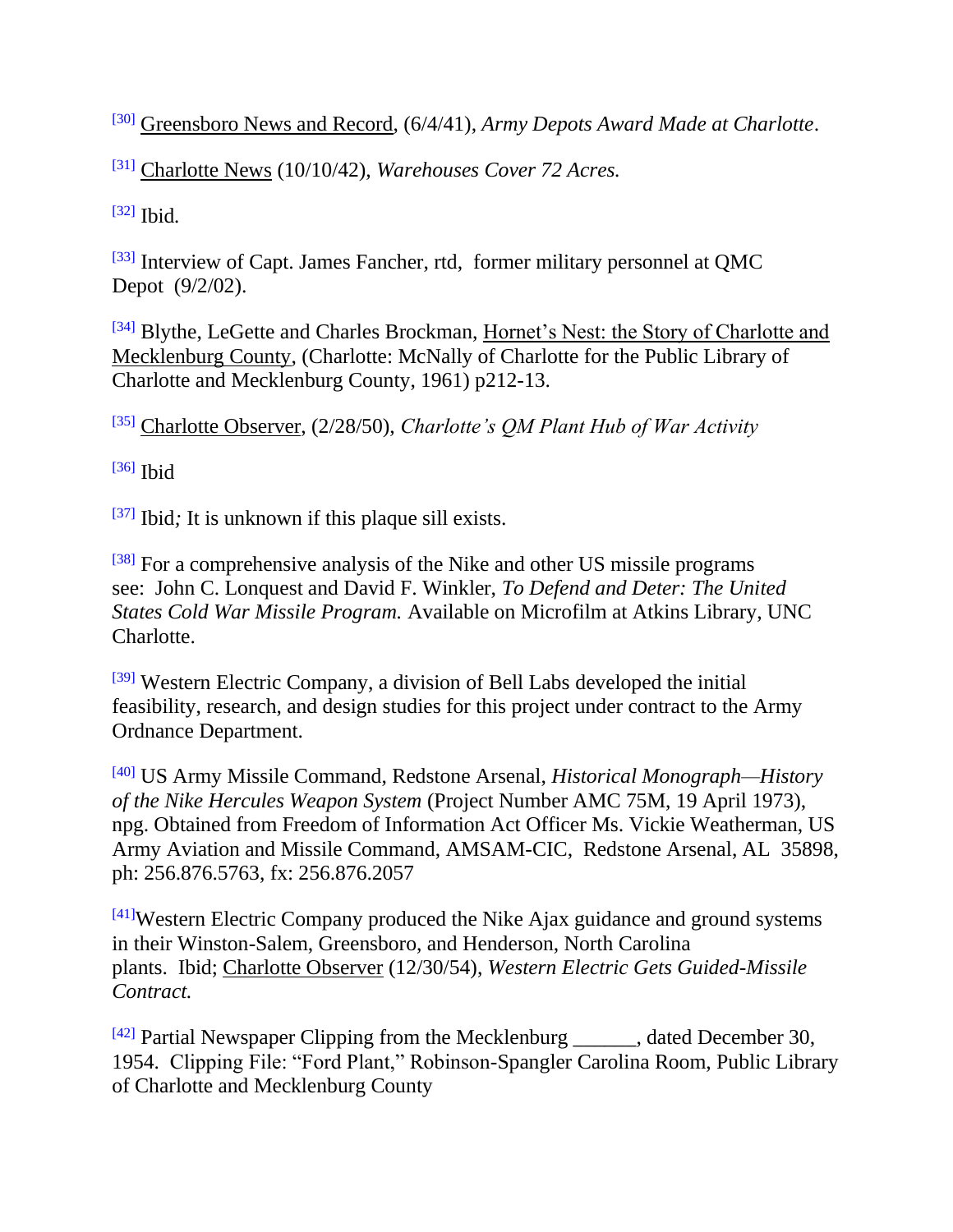[30] Greensboro News and Record, (6/4/41), *Army Depots Award Made at Charlotte*.

[31] Charlotte News (10/10/42), *Warehouses Cover 72 Acres.*

[32] Ibid.

[33] Interview of Capt. James Fancher, rtd, former military personnel at QMC Depot (9/2/02).

[34] Blythe, LeGette and Charles Brockman, Hornet's Nest: the Story of Charlotte and Mecklenburg County, (Charlotte: McNally of Charlotte for the Public Library of Charlotte and Mecklenburg County, 1961) p212-13.

[35] Charlotte Observer, (2/28/50), *Charlotte's QM Plant Hub of War Activity*

[36] Ibid

[37] Ibid*;* It is unknown if this plaque sill exists.

[38] For a comprehensive analysis of the Nike and other US missile programs see: John C. Lonquest and David F. Winkler, *To Defend and Deter: The United States Cold War Missile Program.* Available on Microfilm at Atkins Library, UNC Charlotte.

[39] Western Electric Company, a division of Bell Labs developed the initial feasibility, research, and design studies for this project under contract to the Army Ordnance Department.

[40] US Army Missile Command, Redstone Arsenal, *Historical Monograph—History of the Nike Hercules Weapon System* (Project Number AMC 75M, 19 April 1973), npg. Obtained from Freedom of Information Act Officer Ms. Vickie Weatherman, US Army Aviation and Missile Command, AMSAM-CIC, Redstone Arsenal, AL 35898, ph: 256.876.5763, fx: 256.876.2057

[41]Western Electric Company produced the Nike Ajax guidance and ground systems in their Winston-Salem, Greensboro, and Henderson, North Carolina plants. Ibid; Charlotte Observer (12/30/54), *Western Electric Gets Guided-Missile Contract.*

[42] Partial Newspaper Clipping from the Mecklenburg ______, dated December 30, 1954. Clipping File: "Ford Plant," Robinson-Spangler Carolina Room, Public Library of Charlotte and Mecklenburg County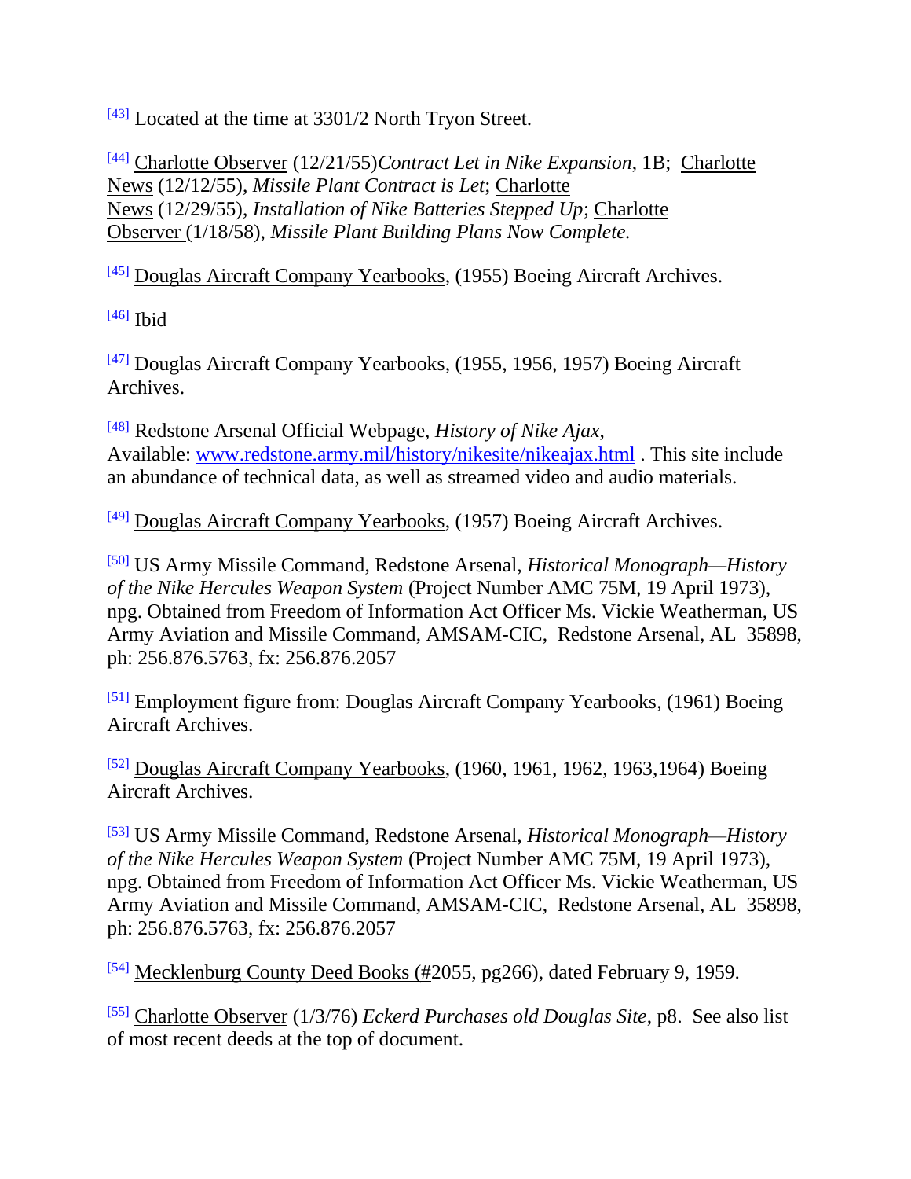[43] Located at the time at 3301/2 North Tryon Street.

[44] Charlotte Observer (12/21/55)*Contract Let in Nike Expansion,* 1B; Charlotte News (12/12/55), *Missile Plant Contract is Let*; Charlotte News (12/29/55), *Installation of Nike Batteries Stepped Up*; Charlotte Observer (1/18/58), *Missile Plant Building Plans Now Complete.*

[45] Douglas Aircraft Company Yearbooks, (1955) Boeing Aircraft Archives.

[46] Ibid

[47] Douglas Aircraft Company Yearbooks, (1955, 1956, 1957) Boeing Aircraft Archives.

[48] Redstone Arsenal Official Webpage, *History of Nike Ajax*, Available: www.redstone.army.mil/history/nikesite/nikeajax.html . This site include an abundance of technical data, as well as streamed video and audio materials.

[49] Douglas Aircraft Company Yearbooks, (1957) Boeing Aircraft Archives.

[50] US Army Missile Command, Redstone Arsenal, *Historical Monograph—History of the Nike Hercules Weapon System* (Project Number AMC 75M, 19 April 1973), npg. Obtained from Freedom of Information Act Officer Ms. Vickie Weatherman, US Army Aviation and Missile Command, AMSAM-CIC, Redstone Arsenal, AL 35898, ph: 256.876.5763, fx: 256.876.2057

[51] Employment figure from: Douglas Aircraft Company Yearbooks, (1961) Boeing Aircraft Archives.

[52] Douglas Aircraft Company Yearbooks, (1960, 1961, 1962, 1963,1964) Boeing Aircraft Archives.

[53] US Army Missile Command, Redstone Arsenal, *Historical Monograph—History of the Nike Hercules Weapon System* (Project Number AMC 75M, 19 April 1973), npg. Obtained from Freedom of Information Act Officer Ms. Vickie Weatherman, US Army Aviation and Missile Command, AMSAM-CIC, Redstone Arsenal, AL 35898, ph: 256.876.5763, fx: 256.876.2057

[54] Mecklenburg County Deed Books (#2055, pg266), dated February 9, 1959.

[55] Charlotte Observer (1/3/76) *Eckerd Purchases old Douglas Site*, p8. See also list of most recent deeds at the top of document.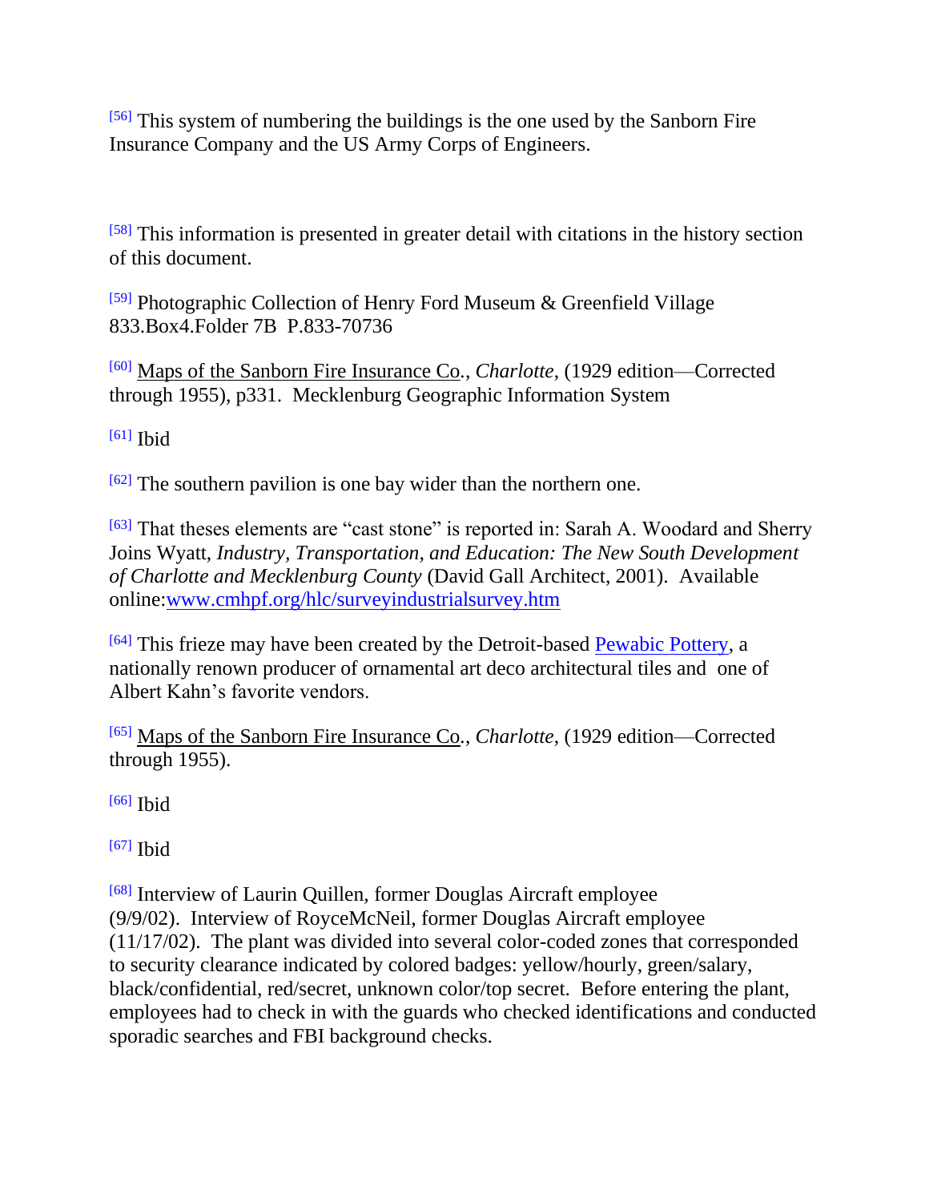[56] This system of numbering the buildings is the one used by the Sanborn Fire Insurance Company and the US Army Corps of Engineers.

[58] This information is presented in greater detail with citations in the history section of this document.

[59] Photographic Collection of Henry Ford Museum & Greenfield Village 833.Box4.Folder 7B  P.833-70736

[60] Maps of the Sanborn Fire Insurance Co., *Charlotte*, (1929 edition—Corrected through 1955), p331.  Mecklenburg Geographic Information System

[61] Ibid

[62] The southern pavilion is one bay wider than the northern one.

[63] That theses elements are "cast stone" is reported in: Sarah A. Woodard and Sherry Joins Wyatt, *Industry, Transportation, and Education: The New South Development of Charlotte and Mecklenburg County* (David Gall Architect, 2001).  Available online:[www.cmhpf.org/hlc/surveyindustrialsurvey.htm](www.cmhpf.org/hlc/surveyindustrialsurvey.htm)

[64] This frieze may have been created by the Detroit-based Pewabic Pottery, a nationally renown producer of ornamental art deco architectural tiles and  one of Albert Kahn's favorite vendors.

[65] Maps of the Sanborn Fire Insurance Co., *Charlotte*, (1929 edition—Corrected through 1955).

[66] Ibid

[67] Ibid

[68] Interview of Laurin Quillen, former Douglas Aircraft employee (9/9/02).  Interview of RoyceMcNeil, former Douglas Aircraft employee (11/17/02).  The plant was divided into several color-coded zones that corresponded to security clearance indicated by colored badges: yellow/hourly, green/salary, black/confidential, red/secret, unknown color/top secret.  Before entering the plant, employees had to check in with the guards who checked identifications and conducted sporadic searches and FBI background checks.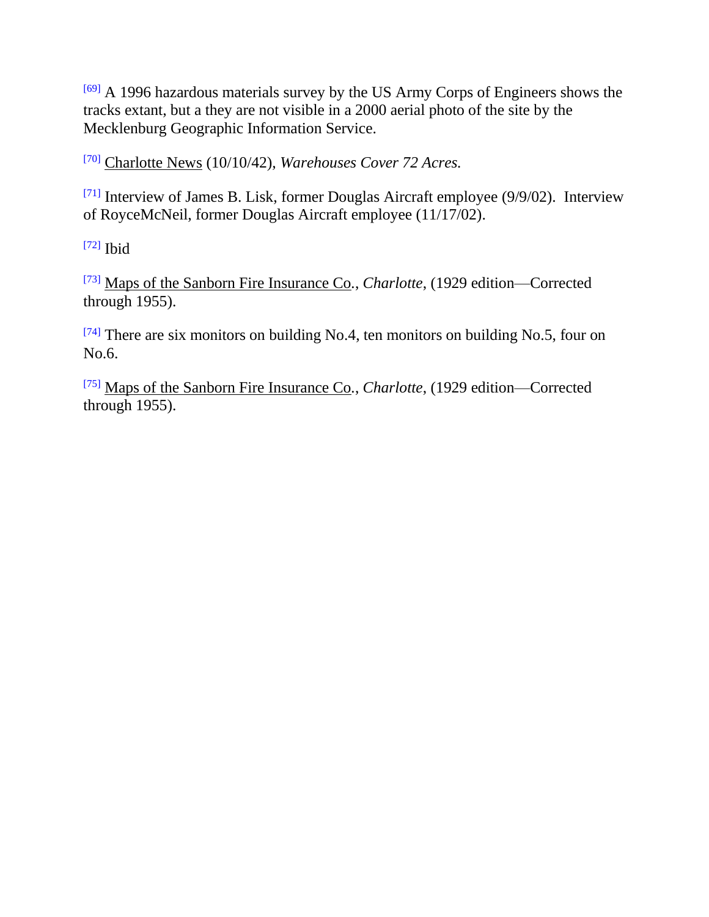[69] A 1996 hazardous materials survey by the US Army Corps of Engineers shows the tracks extant, but a they are not visible in a 2000 aerial photo of the site by the Mecklenburg Geographic Information Service.

[70] Charlotte News (10/10/42), *Warehouses Cover 72 Acres.*

[71] Interview of James B. Lisk, former Douglas Aircraft employee (9/9/02). Interview of RoyceMcNeil, former Douglas Aircraft employee (11/17/02).

[72] Ibid

[73] Maps of the Sanborn Fire Insurance Co., *Charlotte*, (1929 edition—Corrected through 1955).

[74] There are six monitors on building No.4, ten monitors on building No.5, four on No.6.

[75] Maps of the Sanborn Fire Insurance Co., *Charlotte*, (1929 edition—Corrected through 1955).